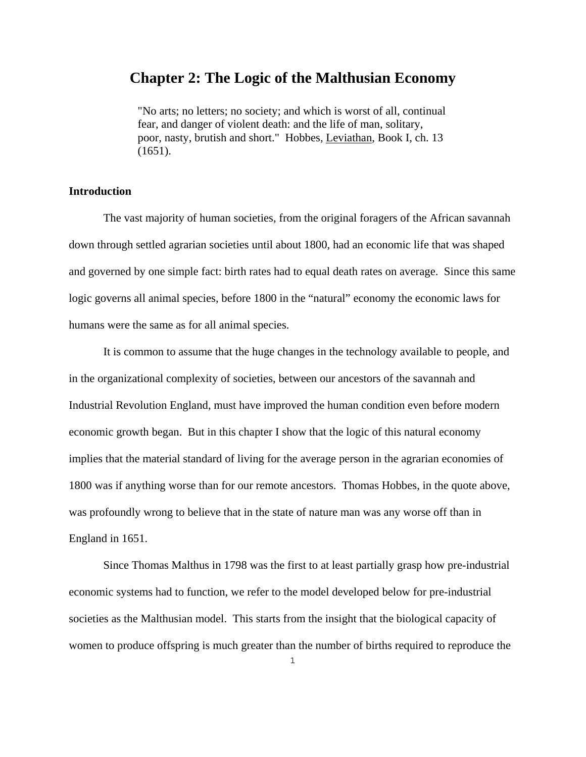# Chapter 2: The Logic of the Malthusian Economy

> "No arts; no letters; no society; and which is worst of all, continual fear, and danger of violent death: and the life of man, solitary, poor, nasty, brutish and short." Hobbes, Leviathan, Book I, ch. 13 (1651).

### Introduction

The vast majority of human societies, from the original foragers of the African savannah down through settled agrarian societies until about 1800, had an economic life that was shaped and governed by one simple fact: birth rates had to equal death rates on average. Since this same logic governs all animal species, before 1800 in the "natural" economy the economic laws for humans were the same as for all animal species.

It is common to assume that the huge changes in the technology available to people, and in the organizational complexity of societies, between our ancestors of the savannah and Industrial Revolution England, must have improved the human condition even before modern economic growth began. But in this chapter I show that the logic of this natural economy implies that the material standard of living for the average person in the agrarian economies of 1800 was if anything worse than for our remote ancestors. Thomas Hobbes, in the quote above, was profoundly wrong to believe that in the state of nature man was any worse off than in England in 1651.

Since Thomas Malthus in 1798 was the first to at least partially grasp how pre-industrial economic systems had to function, we refer to the model developed below for pre-industrial societies as the Malthusian model. This starts from the insight that the biological capacity of women to produce offspring is much greater than the number of births required to reproduce the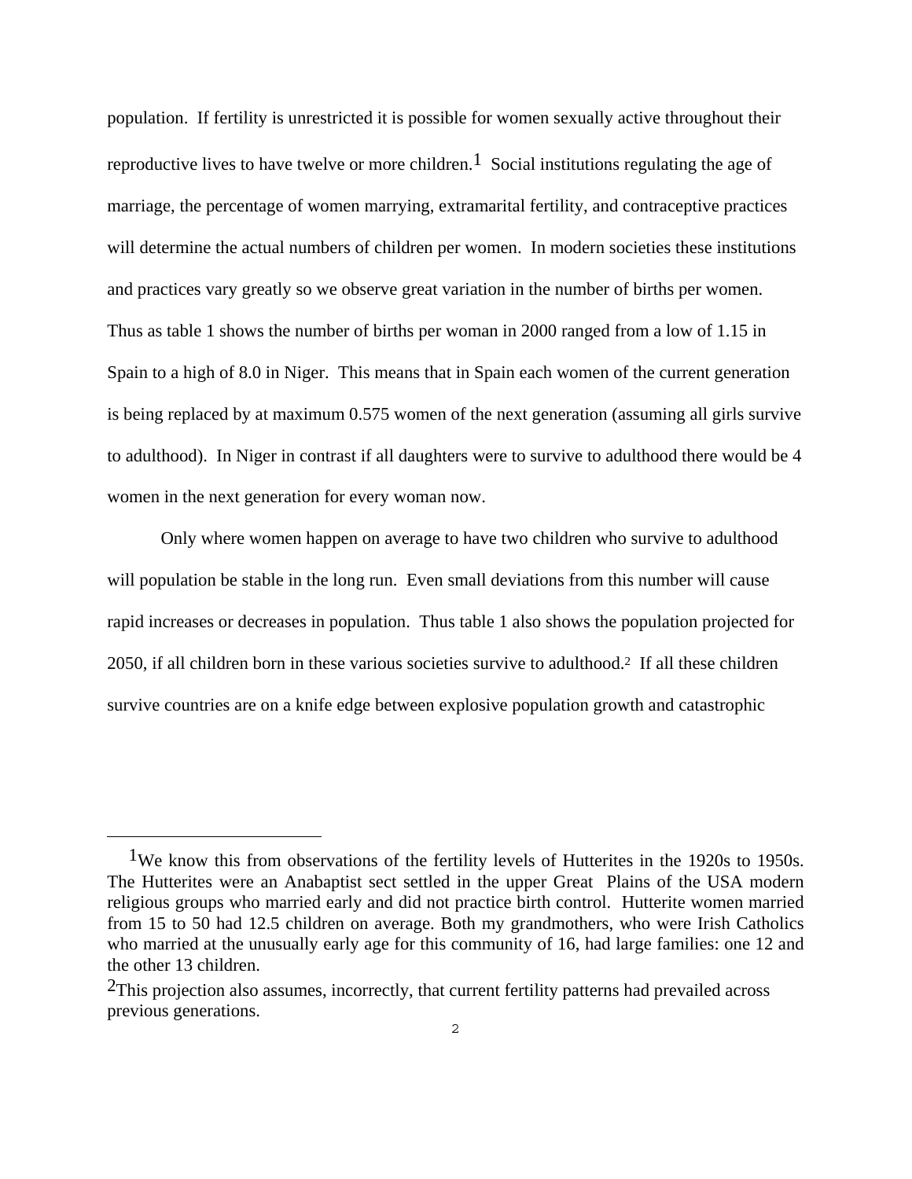population. If fertility is unrestricted it is possible for women sexually active throughout their reproductive lives to have twelve or more children.[1] Social institutions regulating the age of marriage, the percentage of women marrying, extramarital fertility, and contraceptive practices will determine the actual numbers of children per women. In modern societies these institutions and practices vary greatly so we observe great variation in the number of births per women. Thus as table 1 shows the number of births per woman in 2000 ranged from a low of 1.15 in Spain to a high of 8.0 in Niger. This means that in Spain each women of the current generation is being replaced by at maximum 0.575 women of the next generation (assuming all girls survive to adulthood). In Niger in contrast if all daughters were to survive to adulthood there would be 4 women in the next generation for every woman now.

Only where women happen on average to have two children who survive to adulthood will population be stable in the long run. Even small deviations from this number will cause rapid increases or decreases in population. Thus table 1 also shows the population projected for 2050, if all children born in these various societies survive to adulthood.[2] If all these children survive countries are on a knife edge between explosive population growth and catastrophic

---

[1] We know this from observations of the fertility levels of Hutterites in the 1920s to 1950s. The Hutterites were an Anabaptist sect settled in the upper Great Plains of the USA modern religious groups who married early and did not practice birth control. Hutterite women married from 15 to 50 had 12.5 children on average. Both my grandmothers, who were Irish Catholics who married at the unusually early age for this community of 16, had large families: one 12 and the other 13 children.

[2] This projection also assumes, incorrectly, that current fertility patterns had prevailed across previous generations.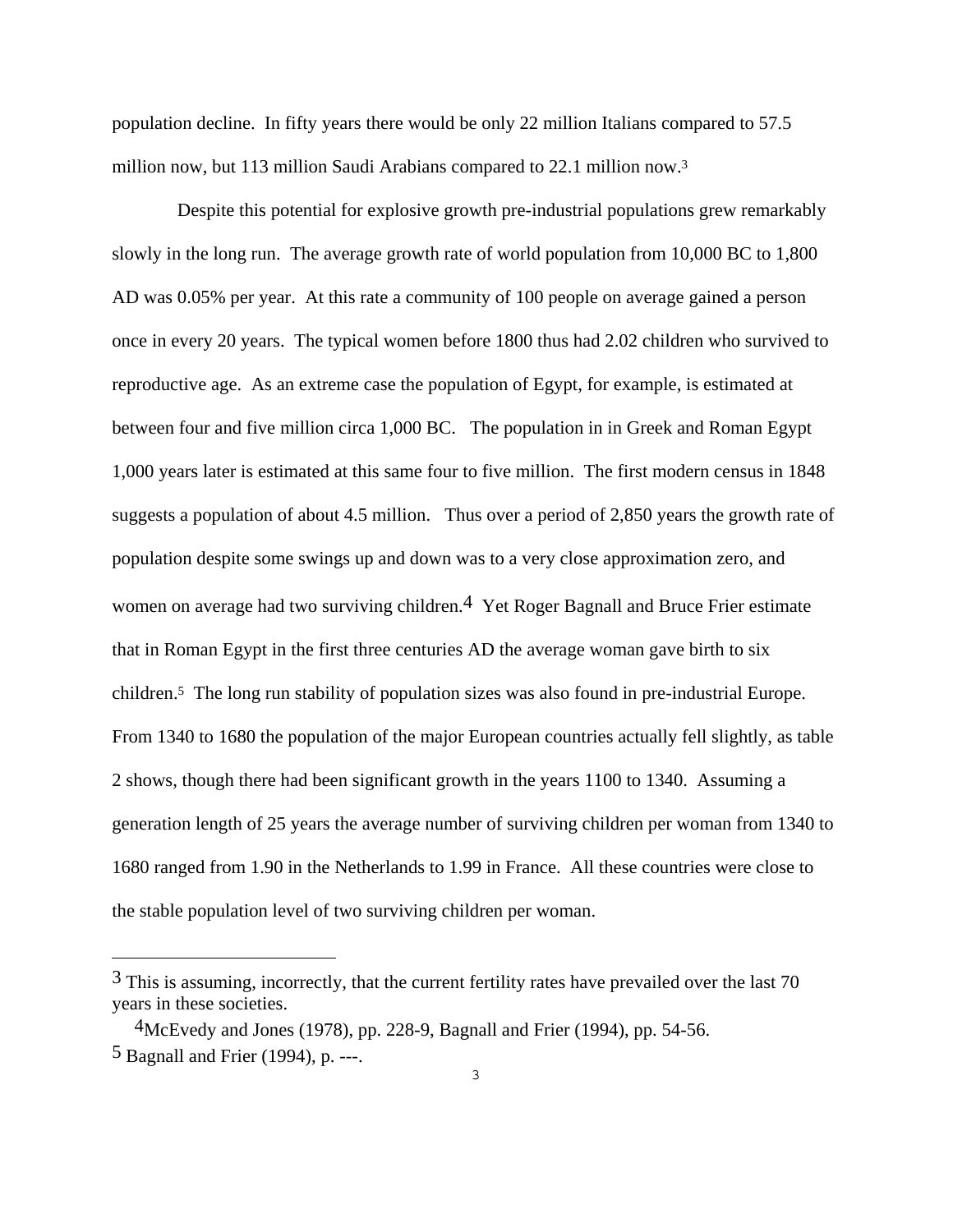population decline. In fifty years there would be only 22 million Italians compared to 57.5 million now, but 113 million Saudi Arabians compared to 22.1 million now.[3]

Despite this potential for explosive growth pre-industrial populations grew remarkably slowly in the long run. The average growth rate of world population from 10,000 BC to 1,800 AD was 0.05% per year. At this rate a community of 100 people on average gained a person once in every 20 years. The typical women before 1800 thus had 2.02 children who survived to reproductive age. As an extreme case the population of Egypt, for example, is estimated at between four and five million circa 1,000 BC. The population in in Greek and Roman Egypt 1,000 years later is estimated at this same four to five million. The first modern census in 1848 suggests a population of about 4.5 million. Thus over a period of 2,850 years the growth rate of population despite some swings up and down was to a very close approximation zero, and women on average had two surviving children.[4] Yet Roger Bagnall and Bruce Frier estimate that in Roman Egypt in the first three centuries AD the average woman gave birth to six children.[5] The long run stability of population sizes was also found in pre-industrial Europe. From 1340 to 1680 the population of the major European countries actually fell slightly, as table 2 shows, though there had been significant growth in the years 1100 to 1340. Assuming a generation length of 25 years the average number of surviving children per woman from 1340 to 1680 ranged from 1.90 in the Netherlands to 1.99 in France. All these countries were close to the stable population level of two surviving children per woman.

---

[3] This is assuming, incorrectly, that the current fertility rates have prevailed over the last 70 years in these societies.

[4] McEvedy and Jones (1978), pp. 228-9, Bagnall and Frier (1994), pp. 54-56.

[5] Bagnall and Frier (1994), p. ---.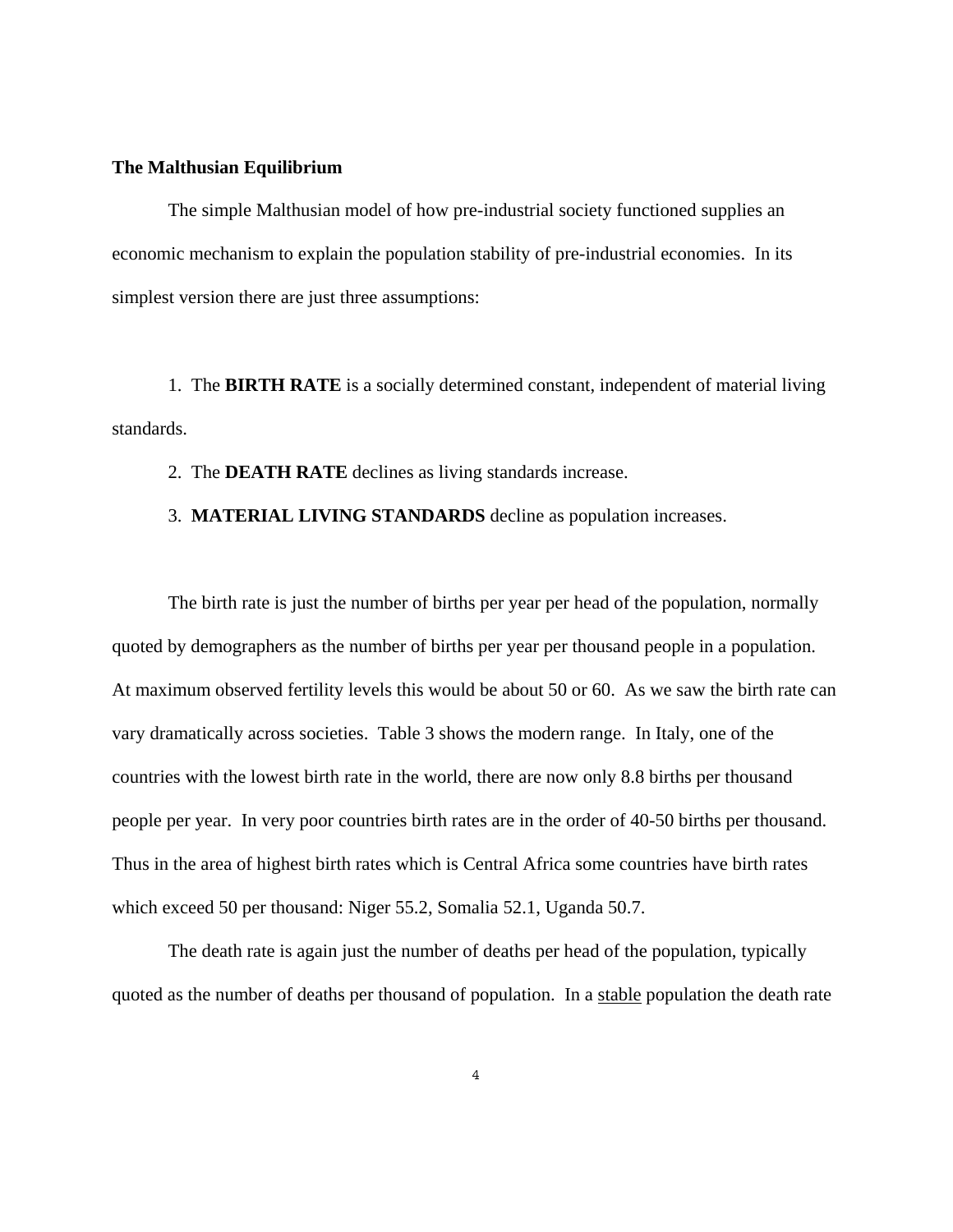## The Malthusian Equilibrium

The simple Malthusian model of how pre-industrial society functioned supplies an economic mechanism to explain the population stability of pre-industrial economies. In its simplest version there are just three assumptions:

1. The **BIRTH RATE** is a socially determined constant, independent of material living standards.

2. The **DEATH RATE** declines as living standards increase.

3. **MATERIAL LIVING STANDARDS** decline as population increases.

The birth rate is just the number of births per year per head of the population, normally quoted by demographers as the number of births per year per thousand people in a population. At maximum observed fertility levels this would be about 50 or 60. As we saw the birth rate can vary dramatically across societies. Table 3 shows the modern range. In Italy, one of the countries with the lowest birth rate in the world, there are now only 8.8 births per thousand people per year. In very poor countries birth rates are in the order of 40-50 births per thousand. Thus in the area of highest birth rates which is Central Africa some countries have birth rates which exceed 50 per thousand: Niger 55.2, Somalia 52.1, Uganda 50.7.

The death rate is again just the number of deaths per head of the population, typically quoted as the number of deaths per thousand of population. In a <u>stable</u> population the death rate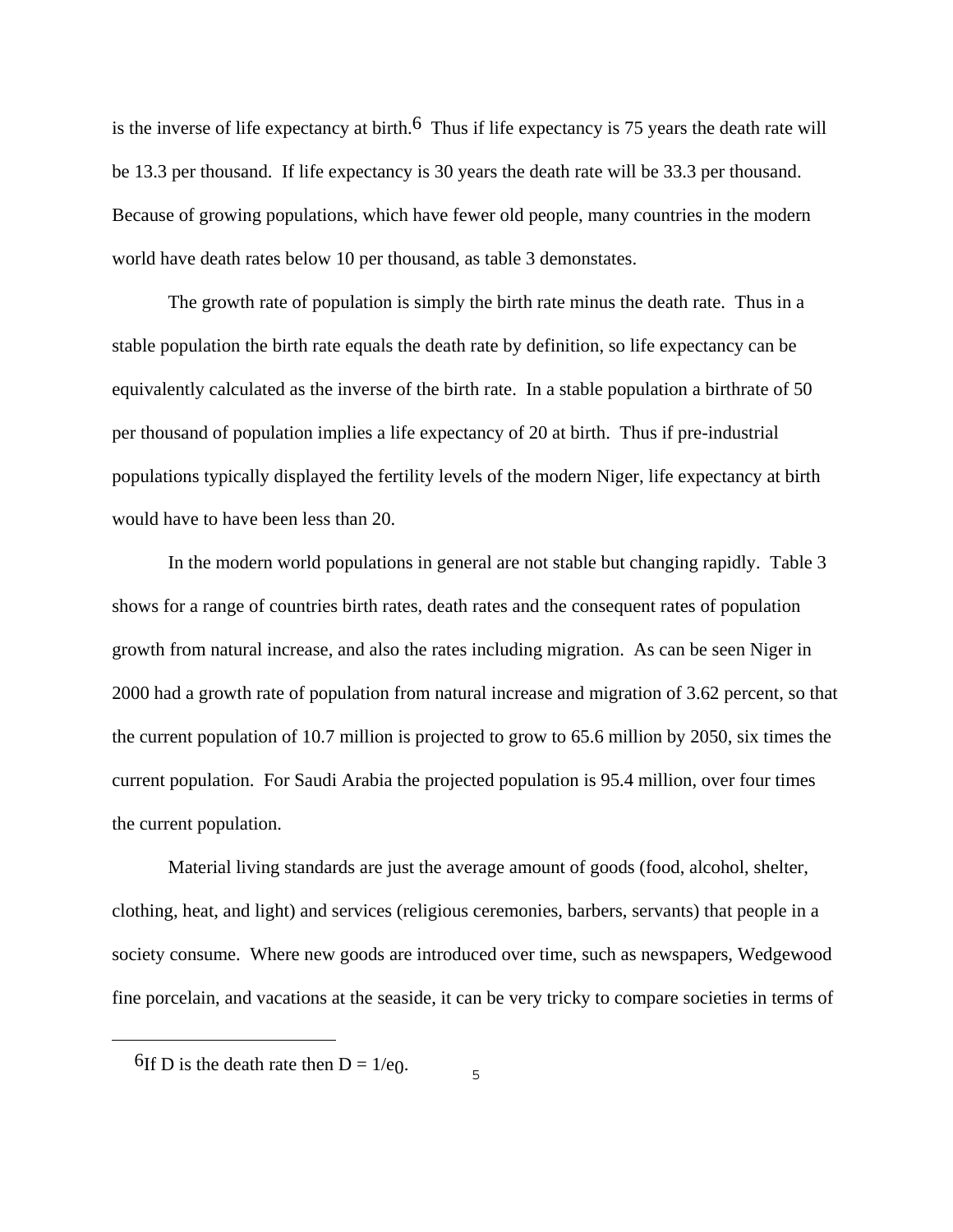is the inverse of life expectancy at birth.[6] Thus if life expectancy is 75 years the death rate will be 13.3 per thousand. If life expectancy is 30 years the death rate will be 33.3 per thousand. Because of growing populations, which have fewer old people, many countries in the modern world have death rates below 10 per thousand, as table 3 demonstates.

The growth rate of population is simply the birth rate minus the death rate. Thus in a stable population the birth rate equals the death rate by definition, so life expectancy can be equivalently calculated as the inverse of the birth rate. In a stable population a birthrate of 50 per thousand of population implies a life expectancy of 20 at birth. Thus if pre-industrial populations typically displayed the fertility levels of the modern Niger, life expectancy at birth would have to have been less than 20.

In the modern world populations in general are not stable but changing rapidly. Table 3 shows for a range of countries birth rates, death rates and the consequent rates of population growth from natural increase, and also the rates including migration. As can be seen Niger in 2000 had a growth rate of population from natural increase and migration of 3.62 percent, so that the current population of 10.7 million is projected to grow to 65.6 million by 2050, six times the current population. For Saudi Arabia the projected population is 95.4 million, over four times the current population.

Material living standards are just the average amount of goods (food, alcohol, shelter, clothing, heat, and light) and services (religious ceremonies, barbers, servants) that people in a society consume. Where new goods are introduced over time, such as newspapers, Wedgewood fine porcelain, and vacations at the seaside, it can be very tricky to compare societies in terms of

---

[6] If D is the death rate then $D = 1/e_0$.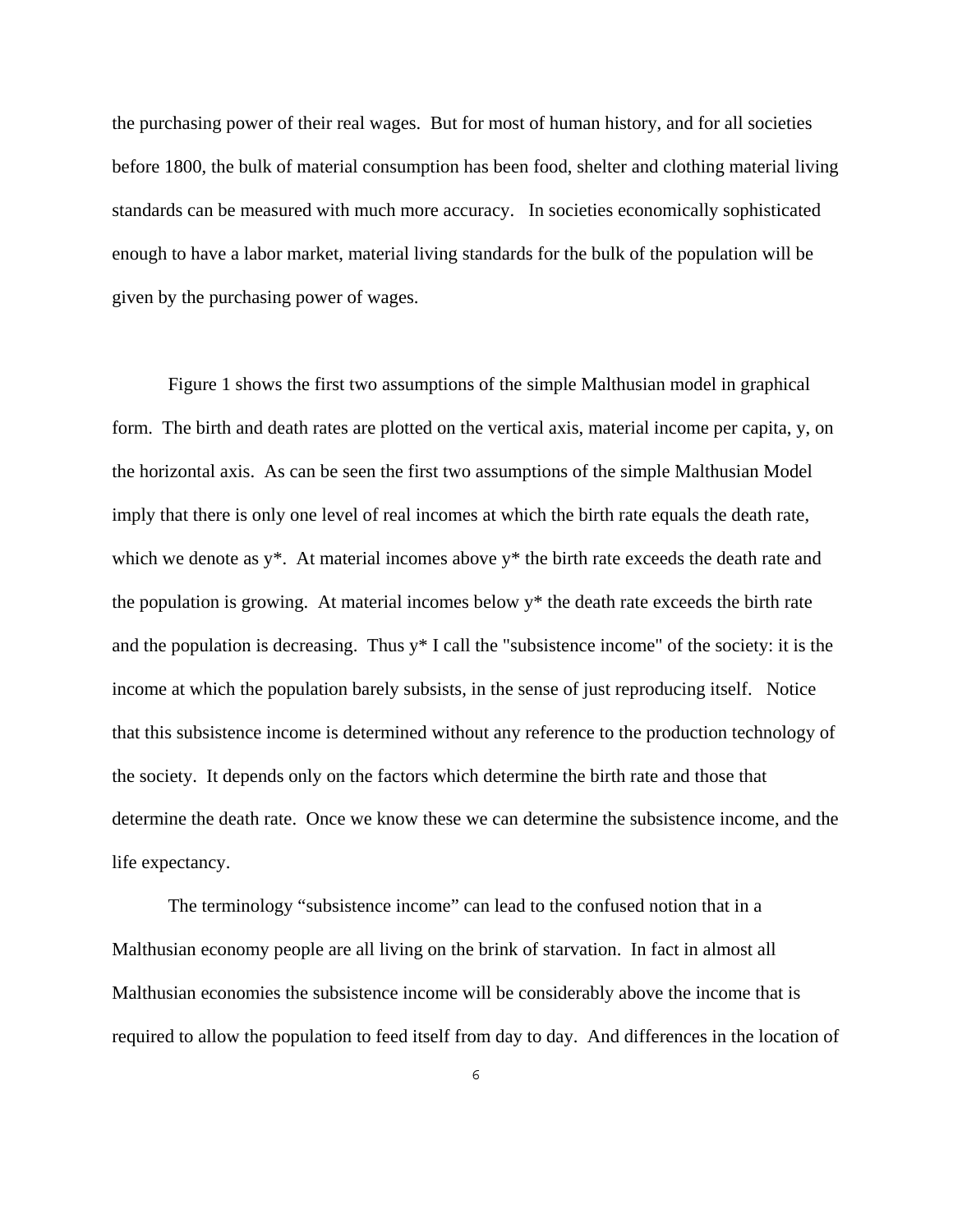the purchasing power of their real wages. But for most of human history, and for all societies before 1800, the bulk of material consumption has been food, shelter and clothing material living standards can be measured with much more accuracy. In societies economically sophisticated enough to have a labor market, material living standards for the bulk of the population will be given by the purchasing power of wages.

Figure 1 shows the first two assumptions of the simple Malthusian model in graphical form. The birth and death rates are plotted on the vertical axis, material income per capita, $y$, on the horizontal axis. As can be seen the first two assumptions of the simple Malthusian Model imply that there is only one level of real incomes at which the birth rate equals the death rate, which we denote as $y^*$. At material incomes above $y^*$ the birth rate exceeds the death rate and the population is growing. At material incomes below $y^*$ the death rate exceeds the birth rate and the population is decreasing. Thus $y^*$ I call the "subsistence income" of the society: it is the income at which the population barely subsists, in the sense of just reproducing itself. Notice that this subsistence income is determined without any reference to the production technology of the society. It depends only on the factors which determine the birth rate and those that determine the death rate. Once we know these we can determine the subsistence income, and the life expectancy.

The terminology "subsistence income" can lead to the confused notion that in a Malthusian economy people are all living on the brink of starvation. In fact in almost all Malthusian economies the subsistence income will be considerably above the income that is required to allow the population to feed itself from day to day. And differences in the location of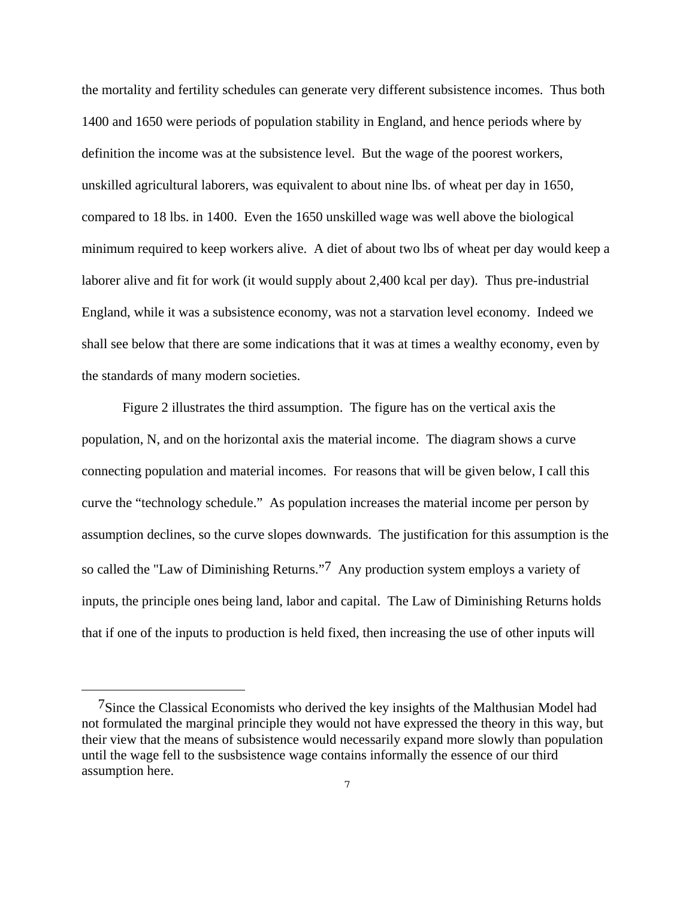the mortality and fertility schedules can generate very different subsistence incomes. Thus both 1400 and 1650 were periods of population stability in England, and hence periods where by definition the income was at the subsistence level. But the wage of the poorest workers, unskilled agricultural laborers, was equivalent to about nine lbs. of wheat per day in 1650, compared to 18 lbs. in 1400. Even the 1650 unskilled wage was well above the biological minimum required to keep workers alive. A diet of about two lbs of wheat per day would keep a laborer alive and fit for work (it would supply about 2,400 kcal per day). Thus pre-industrial England, while it was a subsistence economy, was not a starvation level economy. Indeed we shall see below that there are some indications that it was at times a wealthy economy, even by the standards of many modern societies.

Figure 2 illustrates the third assumption. The figure has on the vertical axis the population, N, and on the horizontal axis the material income. The diagram shows a curve connecting population and material incomes. For reasons that will be given below, I call this curve the "technology schedule." As population increases the material income per person by assumption declines, so the curve slopes downwards. The justification for this assumption is the so called the "Law of Diminishing Returns."[7] Any production system employs a variety of inputs, the principle ones being land, labor and capital. The Law of Diminishing Returns holds that if one of the inputs to production is held fixed, then increasing the use of other inputs will

[7] Since the Classical Economists who derived the key insights of the Malthusian Model had not formulated the marginal principle they would not have expressed the theory in this way, but their view that the means of subsistence would necessarily expand more slowly than population until the wage fell to the susbsistence wage contains informally the essence of our third assumption here.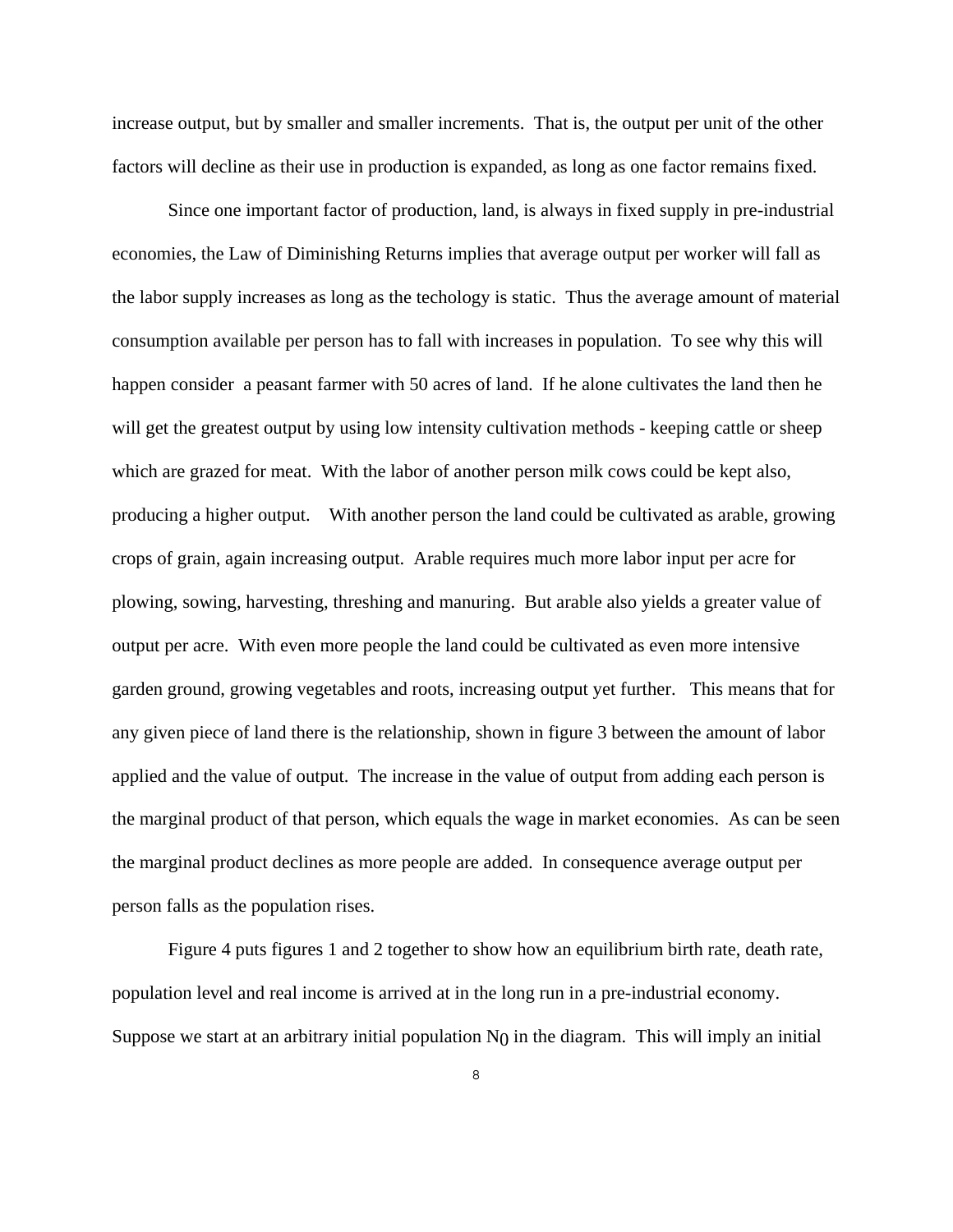increase output, but by smaller and smaller increments. That is, the output per unit of the other factors will decline as their use in production is expanded, as long as one factor remains fixed.

Since one important factor of production, land, is always in fixed supply in pre-industrial economies, the Law of Diminishing Returns implies that average output per worker will fall as the labor supply increases as long as the techology is static. Thus the average amount of material consumption available per person has to fall with increases in population. To see why this will happen consider a peasant farmer with 50 acres of land. If he alone cultivates the land then he will get the greatest output by using low intensity cultivation methods - keeping cattle or sheep which are grazed for meat. With the labor of another person milk cows could be kept also, producing a higher output. With another person the land could be cultivated as arable, growing crops of grain, again increasing output. Arable requires much more labor input per acre for plowing, sowing, harvesting, threshing and manuring. But arable also yields a greater value of output per acre. With even more people the land could be cultivated as even more intensive garden ground, growing vegetables and roots, increasing output yet further. This means that for any given piece of land there is the relationship, shown in figure 3 between the amount of labor applied and the value of output. The increase in the value of output from adding each person is the marginal product of that person, which equals the wage in market economies. As can be seen the marginal product declines as more people are added. In consequence average output per person falls as the population rises.

Figure 4 puts figures 1 and 2 together to show how an equilibrium birth rate, death rate, population level and real income is arrived at in the long run in a pre-industrial economy. Suppose we start at an arbitrary initial population $N_0$ in the diagram. This will imply an initial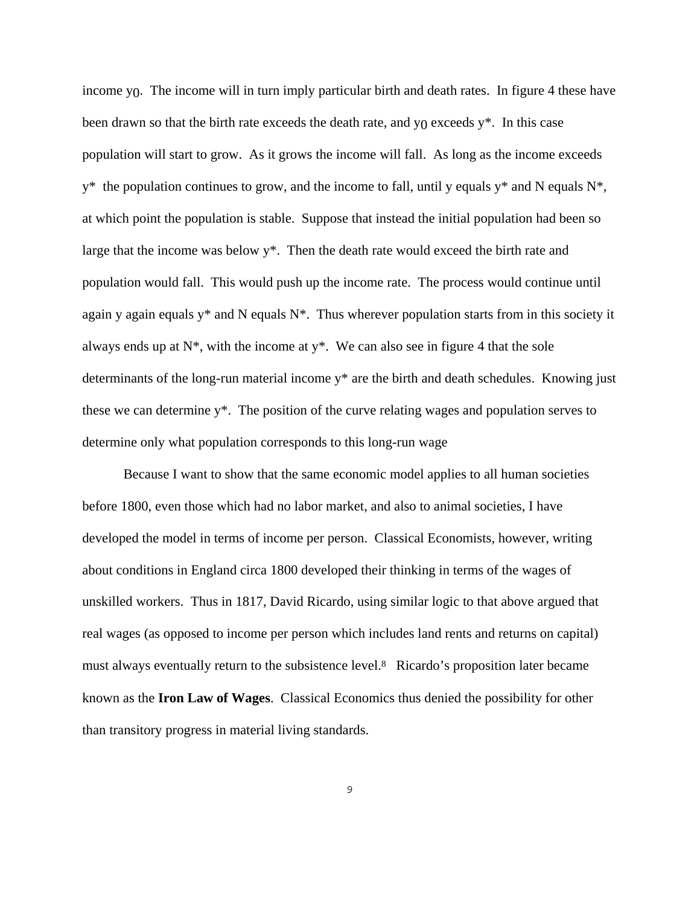income $y_0$. The income will in turn imply particular birth and death rates. In figure 4 these have been drawn so that the birth rate exceeds the death rate, and $y_0$ exceeds $y^*$. In this case population will start to grow. As it grows the income will fall. As long as the income exceeds $y^*$ the population continues to grow, and the income to fall, until y equals $y^*$ and N equals $N^*$, at which point the population is stable. Suppose that instead the initial population had been so large that the income was below $y^*$. Then the death rate would exceed the birth rate and population would fall. This would push up the income rate. The process would continue until again y again equals $y^*$ and N equals $N^*$. Thus wherever population starts from in this society it always ends up at $N^*$, with the income at $y^*$. We can also see in figure 4 that the sole determinants of the long-run material income $y^*$ are the birth and death schedules. Knowing just these we can determine $y^*$. The position of the curve relating wages and population serves to determine only what population corresponds to this long-run wage

Because I want to show that the same economic model applies to all human societies before 1800, even those which had no labor market, and also to animal societies, I have developed the model in terms of income per person. Classical Economists, however, writing about conditions in England circa 1800 developed their thinking in terms of the wages of unskilled workers. Thus in 1817, David Ricardo, using similar logic to that above argued that real wages (as opposed to income per person which includes land rents and returns on capital) must always eventually return to the subsistence level.[8] Ricardo's proposition later became known as the **Iron Law of Wages**. Classical Economics thus denied the possibility for other than transitory progress in material living standards.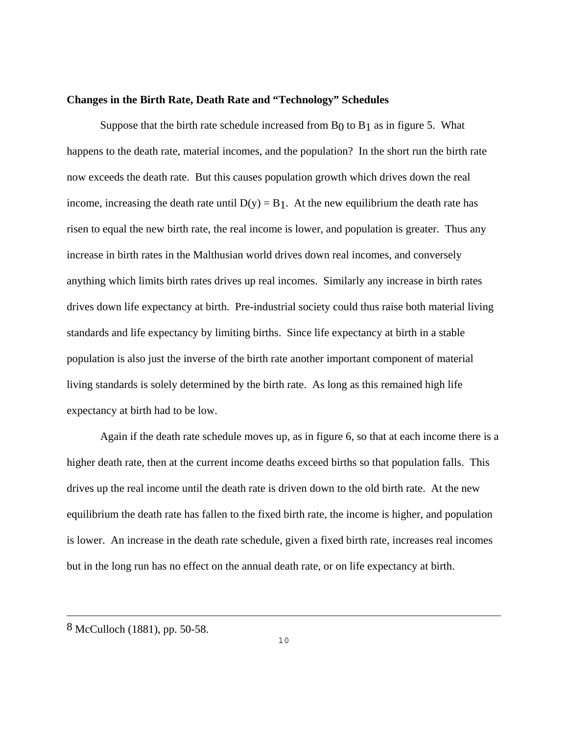**Changes in the Birth Rate, Death Rate and “Technology” Schedules**

Suppose that the birth rate schedule increased from $B_0$ to $B_1$ as in figure 5. What happens to the death rate, material incomes, and the population? In the short run the birth rate now exceeds the death rate. But this causes population growth which drives down the real income, increasing the death rate until $D(y) = B_1$. At the new equilibrium the death rate has risen to equal the new birth rate, the real income is lower, and population is greater. Thus any increase in birth rates in the Malthusian world drives down real incomes, and conversely anything which limits birth rates drives up real incomes. Similarly any increase in birth rates drives down life expectancy at birth. Pre-industrial society could thus raise both material living standards and life expectancy by limiting births. Since life expectancy at birth in a stable population is also just the inverse of the birth rate another important component of material living standards is solely determined by the birth rate. As long as this remained high life expectancy at birth had to be low.

Again if the death rate schedule moves up, as in figure 6, so that at each income there is a higher death rate, then at the current income deaths exceed births so that population falls. This drives up the real income until the death rate is driven down to the old birth rate. At the new equilibrium the death rate has fallen to the fixed birth rate, the income is higher, and population is lower. An increase in the death rate schedule, given a fixed birth rate, increases real incomes but in the long run has no effect on the annual death rate, or on life expectancy at birth.

---

[8] McCulloch (1881), pp. 50-58.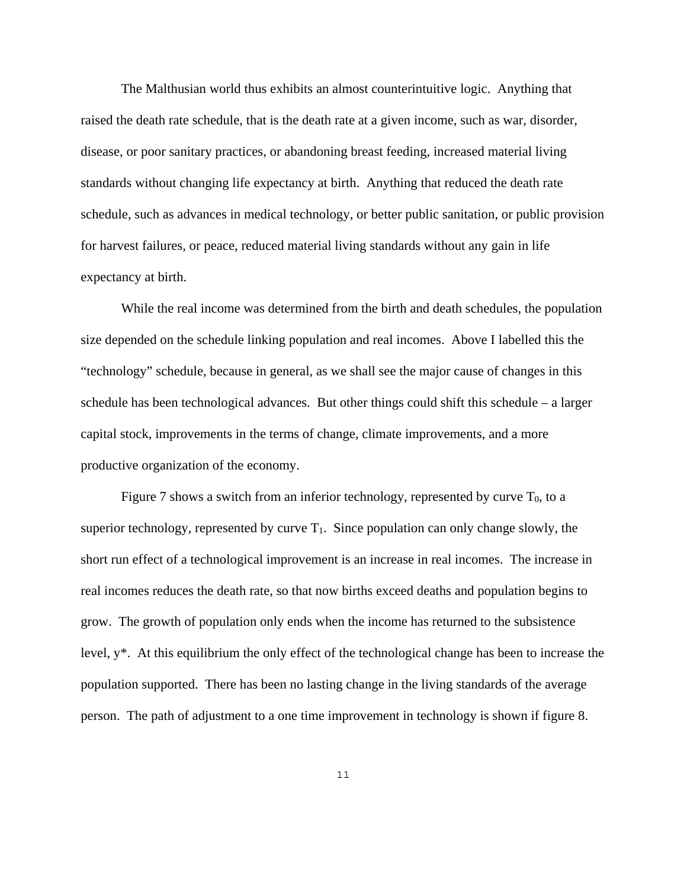The Malthusian world thus exhibits an almost counterintuitive logic. Anything that raised the death rate schedule, that is the death rate at a given income, such as war, disorder, disease, or poor sanitary practices, or abandoning breast feeding, increased material living standards without changing life expectancy at birth. Anything that reduced the death rate schedule, such as advances in medical technology, or better public sanitation, or public provision for harvest failures, or peace, reduced material living standards without any gain in life expectancy at birth.

While the real income was determined from the birth and death schedules, the population size depended on the schedule linking population and real incomes. Above I labelled this the "technology" schedule, because in general, as we shall see the major cause of changes in this schedule has been technological advances. But other things could shift this schedule – a larger capital stock, improvements in the terms of change, climate improvements, and a more productive organization of the economy.

Figure 7 shows a switch from an inferior technology, represented by curve $T_0$, to a superior technology, represented by curve $T_1$. Since population can only change slowly, the short run effect of a technological improvement is an increase in real incomes. The increase in real incomes reduces the death rate, so that now births exceed deaths and population begins to grow. The growth of population only ends when the income has returned to the subsistence level, $y^*$. At this equilibrium the only effect of the technological change has been to increase the population supported. There has been no lasting change in the living standards of the average person. The path of adjustment to a one time improvement in technology is shown if figure 8.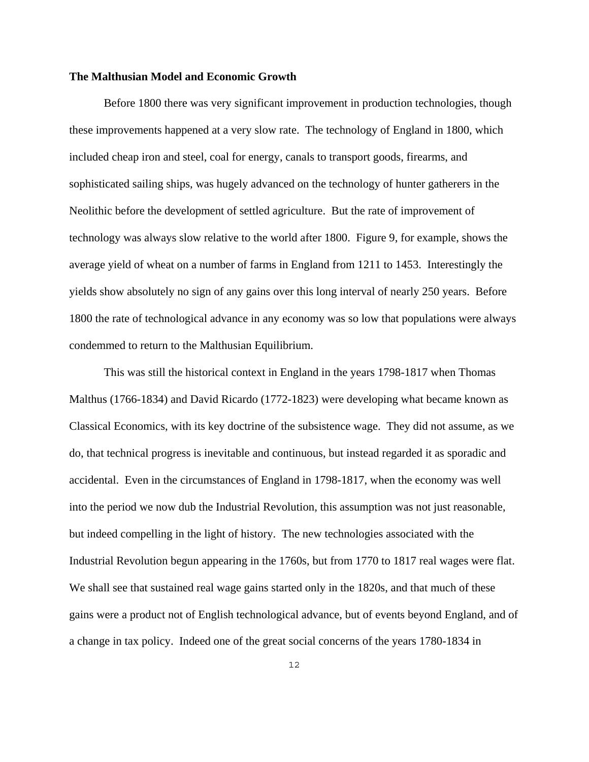**The Malthusian Model and Economic Growth**

Before 1800 there was very significant improvement in production technologies, though these improvements happened at a very slow rate. The technology of England in 1800, which included cheap iron and steel, coal for energy, canals to transport goods, firearms, and sophisticated sailing ships, was hugely advanced on the technology of hunter gatherers in the Neolithic before the development of settled agriculture. But the rate of improvement of technology was always slow relative to the world after 1800. Figure 9, for example, shows the average yield of wheat on a number of farms in England from 1211 to 1453. Interestingly the yields show absolutely no sign of any gains over this long interval of nearly 250 years. Before 1800 the rate of technological advance in any economy was so low that populations were always condemmed to return to the Malthusian Equilibrium.

This was still the historical context in England in the years 1798-1817 when Thomas Malthus (1766-1834) and David Ricardo (1772-1823) were developing what became known as Classical Economics, with its key doctrine of the subsistence wage. They did not assume, as we do, that technical progress is inevitable and continuous, but instead regarded it as sporadic and accidental. Even in the circumstances of England in 1798-1817, when the economy was well into the period we now dub the Industrial Revolution, this assumption was not just reasonable, but indeed compelling in the light of history. The new technologies associated with the Industrial Revolution begun appearing in the 1760s, but from 1770 to 1817 real wages were flat. We shall see that sustained real wage gains started only in the 1820s, and that much of these gains were a product not of English technological advance, but of events beyond England, and of a change in tax policy. Indeed one of the great social concerns of the years 1780-1834 in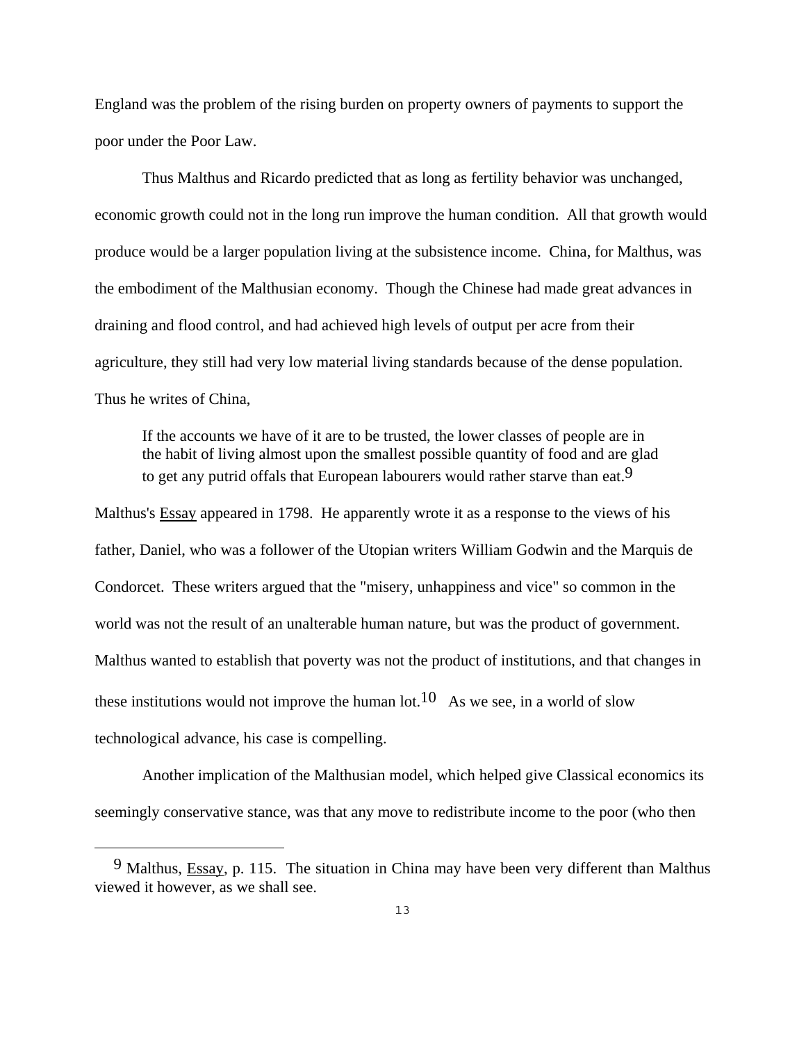England was the problem of the rising burden on property owners of payments to support the poor under the Poor Law.

Thus Malthus and Ricardo predicted that as long as fertility behavior was unchanged, economic growth could not in the long run improve the human condition. All that growth would produce would be a larger population living at the subsistence income. China, for Malthus, was the embodiment of the Malthusian economy. Though the Chinese had made great advances in draining and flood control, and had achieved high levels of output per acre from their agriculture, they still had very low material living standards because of the dense population. Thus he writes of China,

> If the accounts we have of it are to be trusted, the lower classes of people are in the habit of living almost upon the smallest possible quantity of food and are glad to get any putrid offals that European labourers would rather starve than eat.[9]

Malthus's Essay appeared in 1798. He apparently wrote it as a response to the views of his father, Daniel, who was a follower of the Utopian writers William Godwin and the Marquis de Condorcet. These writers argued that the "misery, unhappiness and vice" so common in the world was not the result of an unalterable human nature, but was the product of government. Malthus wanted to establish that poverty was not the product of institutions, and that changes in these institutions would not improve the human lot.[10] As we see, in a world of slow technological advance, his case is compelling.

Another implication of the Malthusian model, which helped give Classical economics its seemingly conservative stance, was that any move to redistribute income to the poor (who then

---

[9] Malthus, Essay, p. 115. The situation in China may have been very different than Malthus viewed it however, as we shall see.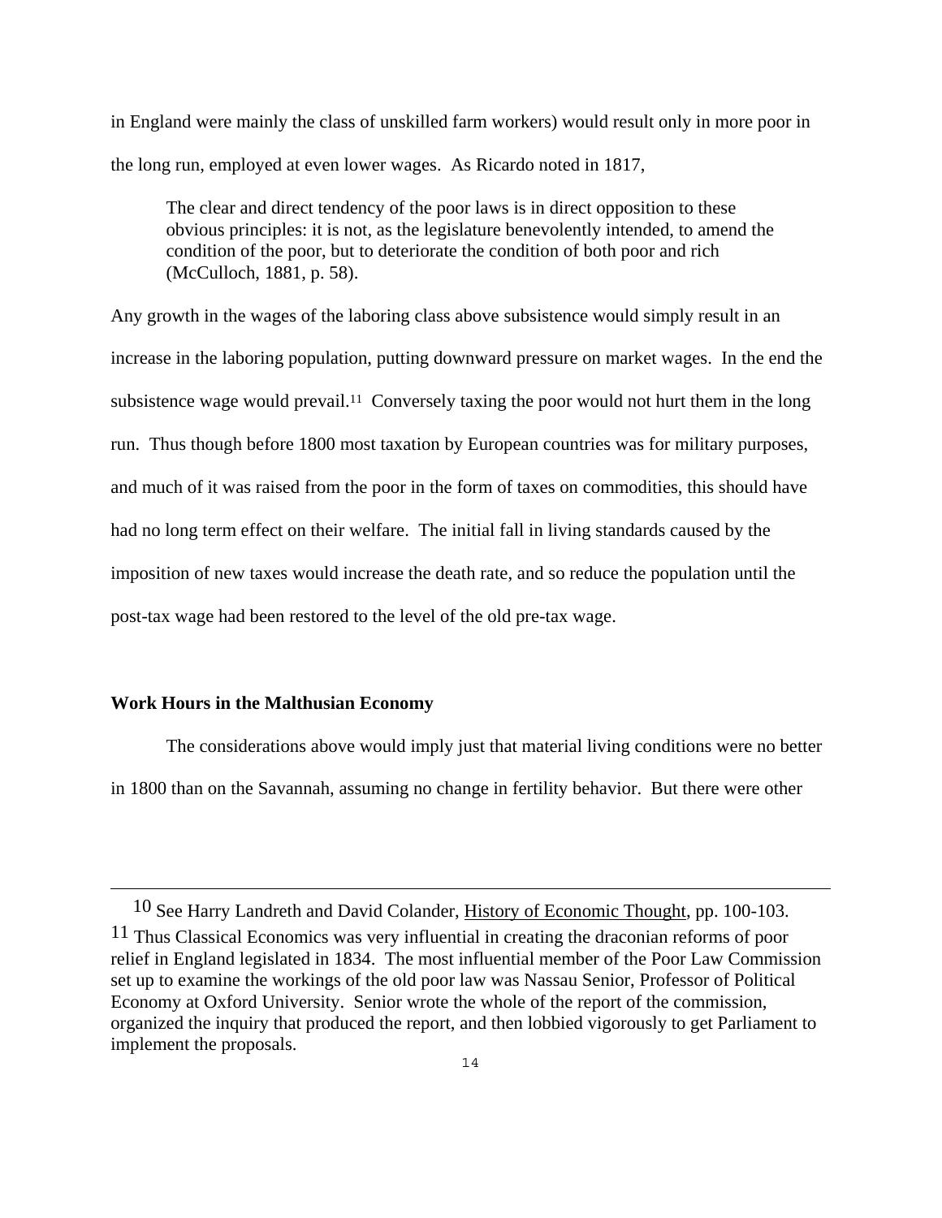in England were mainly the class of unskilled farm workers) would result only in more poor in the long run, employed at even lower wages. As Ricardo noted in 1817,

> The clear and direct tendency of the poor laws is in direct opposition to these obvious principles: it is not, as the legislature benevolently intended, to amend the condition of the poor, but to deteriorate the condition of both poor and rich (McCulloch, 1881, p. 58).

Any growth in the wages of the laboring class above subsistence would simply result in an increase in the laboring population, putting downward pressure on market wages. In the end the subsistence wage would prevail.[11] Conversely taxing the poor would not hurt them in the long run. Thus though before 1800 most taxation by European countries was for military purposes, and much of it was raised from the poor in the form of taxes on commodities, this should have had no long term effect on their welfare. The initial fall in living standards caused by the imposition of new taxes would increase the death rate, and so reduce the population until the post-tax wage had been restored to the level of the old pre-tax wage.

**Work Hours in the Malthusian Economy**

The considerations above would imply just that material living conditions were no better in 1800 than on the Savannah, assuming no change in fertility behavior. But there were other

---

[10] See Harry Landreth and David Colander, History of Economic Thought, pp. 100-103.

[11] Thus Classical Economics was very influential in creating the draconian reforms of poor relief in England legislated in 1834. The most influential member of the Poor Law Commission set up to examine the workings of the old poor law was Nassau Senior, Professor of Political Economy at Oxford University. Senior wrote the whole of the report of the commission, organized the inquiry that produced the report, and then lobbied vigorously to get Parliament to implement the proposals.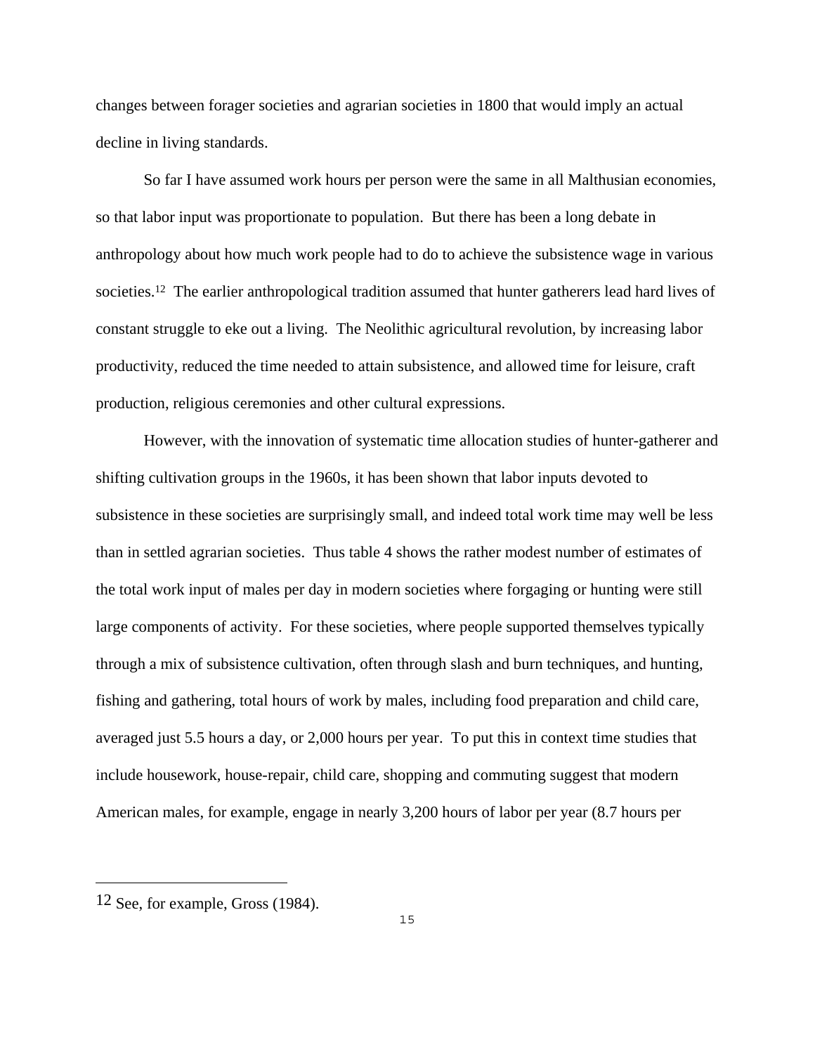changes between forager societies and agrarian societies in 1800 that would imply an actual decline in living standards.

So far I have assumed work hours per person were the same in all Malthusian economies, so that labor input was proportionate to population. But there has been a long debate in anthropology about how much work people had to do to achieve the subsistence wage in various societies.[12] The earlier anthropological tradition assumed that hunter gatherers lead hard lives of constant struggle to eke out a living. The Neolithic agricultural revolution, by increasing labor productivity, reduced the time needed to attain subsistence, and allowed time for leisure, craft production, religious ceremonies and other cultural expressions.

However, with the innovation of systematic time allocation studies of hunter-gatherer and shifting cultivation groups in the 1960s, it has been shown that labor inputs devoted to subsistence in these societies are surprisingly small, and indeed total work time may well be less than in settled agrarian societies. Thus table 4 shows the rather modest number of estimates of the total work input of males per day in modern societies where forgaging or hunting were still large components of activity. For these societies, where people supported themselves typically through a mix of subsistence cultivation, often through slash and burn techniques, and hunting, fishing and gathering, total hours of work by males, including food preparation and child care, averaged just 5.5 hours a day, or 2,000 hours per year. To put this in context time studies that include housework, house-repair, child care, shopping and commuting suggest that modern American males, for example, engage in nearly 3,200 hours of labor per year (8.7 hours per

---

[12] See, for example, Gross (1984).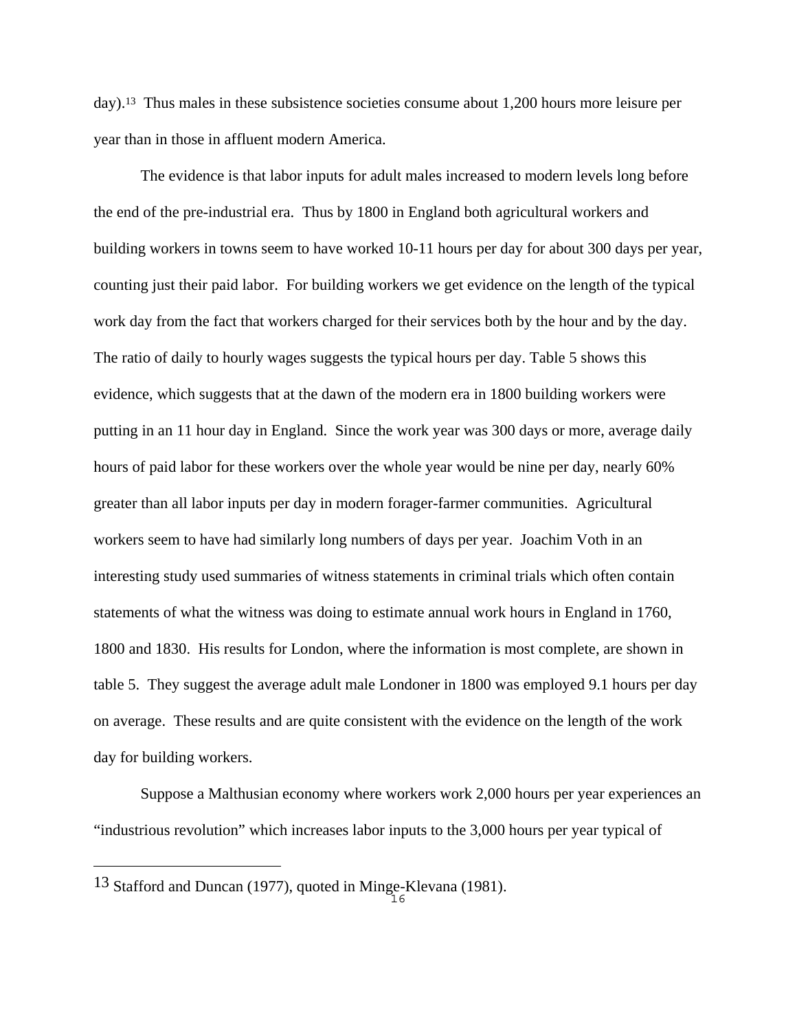day).[13] Thus males in these subsistence societies consume about 1,200 hours more leisure per year than in those in affluent modern America.

The evidence is that labor inputs for adult males increased to modern levels long before the end of the pre-industrial era. Thus by 1800 in England both agricultural workers and building workers in towns seem to have worked 10-11 hours per day for about 300 days per year, counting just their paid labor. For building workers we get evidence on the length of the typical work day from the fact that workers charged for their services both by the hour and by the day. The ratio of daily to hourly wages suggests the typical hours per day. Table 5 shows this evidence, which suggests that at the dawn of the modern era in 1800 building workers were putting in an 11 hour day in England. Since the work year was 300 days or more, average daily hours of paid labor for these workers over the whole year would be nine per day, nearly 60% greater than all labor inputs per day in modern forager-farmer communities. Agricultural workers seem to have had similarly long numbers of days per year. Joachim Voth in an interesting study used summaries of witness statements in criminal trials which often contain statements of what the witness was doing to estimate annual work hours in England in 1760, 1800 and 1830. His results for London, where the information is most complete, are shown in table 5. They suggest the average adult male Londoner in 1800 was employed 9.1 hours per day on average. These results and are quite consistent with the evidence on the length of the work day for building workers.

Suppose a Malthusian economy where workers work 2,000 hours per year experiences an "industrious revolution" which increases labor inputs to the 3,000 hours per year typical of

---

[13] Stafford and Duncan (1977), quoted in Minge-Klevana (1981).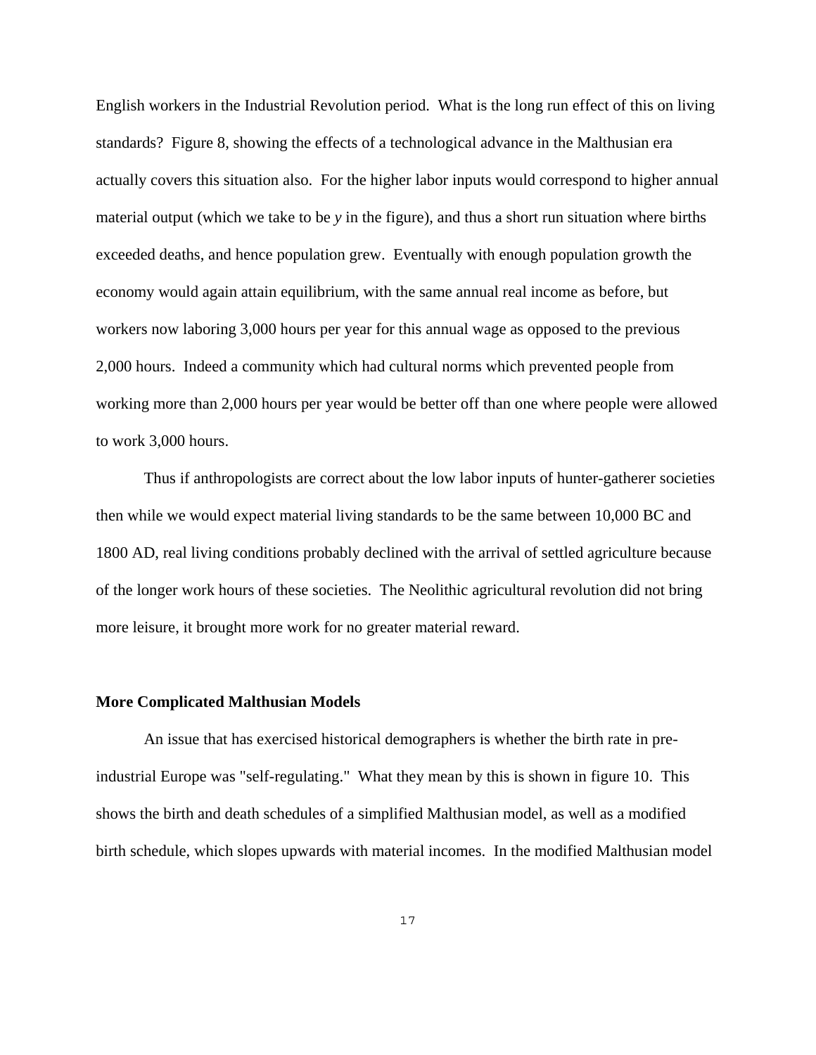English workers in the Industrial Revolution period. What is the long run effect of this on living standards? Figure 8, showing the effects of a technological advance in the Malthusian era actually covers this situation also. For the higher labor inputs would correspond to higher annual material output (which we take to be *y* in the figure), and thus a short run situation where births exceeded deaths, and hence population grew. Eventually with enough population growth the economy would again attain equilibrium, with the same annual real income as before, but workers now laboring 3,000 hours per year for this annual wage as opposed to the previous 2,000 hours. Indeed a community which had cultural norms which prevented people from working more than 2,000 hours per year would be better off than one where people were allowed to work 3,000 hours.

Thus if anthropologists are correct about the low labor inputs of hunter-gatherer societies then while we would expect material living standards to be the same between 10,000 BC and 1800 AD, real living conditions probably declined with the arrival of settled agriculture because of the longer work hours of these societies. The Neolithic agricultural revolution did not bring more leisure, it brought more work for no greater material reward.

**More Complicated Malthusian Models**

An issue that has exercised historical demographers is whether the birth rate in pre-industrial Europe was "self-regulating." What they mean by this is shown in figure 10. This shows the birth and death schedules of a simplified Malthusian model, as well as a modified birth schedule, which slopes upwards with material incomes. In the modified Malthusian model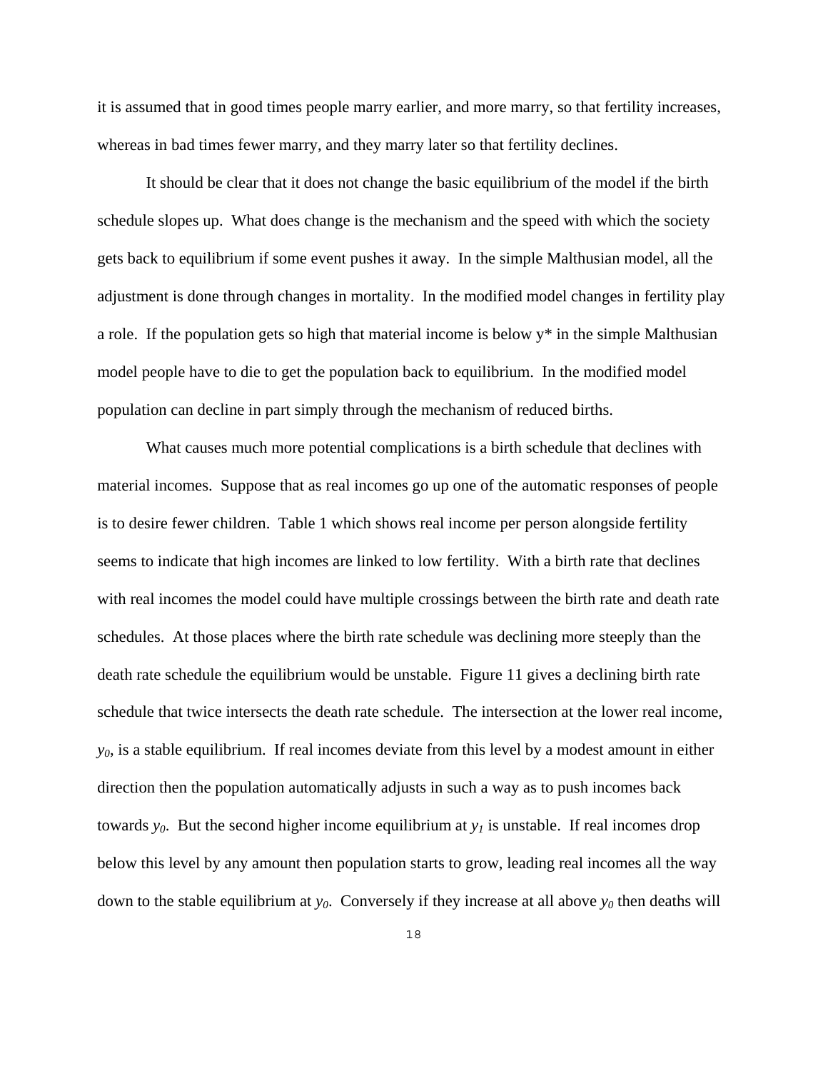it is assumed that in good times people marry earlier, and more marry, so that fertility increases, whereas in bad times fewer marry, and they marry later so that fertility declines.

It should be clear that it does not change the basic equilibrium of the model if the birth schedule slopes up. What does change is the mechanism and the speed with which the society gets back to equilibrium if some event pushes it away. In the simple Malthusian model, all the adjustment is done through changes in mortality. In the modified model changes in fertility play a role. If the population gets so high that material income is below y* in the simple Malthusian model people have to die to get the population back to equilibrium. In the modified model population can decline in part simply through the mechanism of reduced births.

What causes much more potential complications is a birth schedule that declines with material incomes. Suppose that as real incomes go up one of the automatic responses of people is to desire fewer children. Table 1 which shows real income per person alongside fertility seems to indicate that high incomes are linked to low fertility. With a birth rate that declines with real incomes the model could have multiple crossings between the birth rate and death rate schedules. At those places where the birth rate schedule was declining more steeply than the death rate schedule the equilibrium would be unstable. Figure 11 gives a declining birth rate schedule that twice intersects the death rate schedule. The intersection at the lower real income, $y_0$, is a stable equilibrium. If real incomes deviate from this level by a modest amount in either direction then the population automatically adjusts in such a way as to push incomes back towards $y_0$. But the second higher income equilibrium at $y_1$ is unstable. If real incomes drop below this level by any amount then population starts to grow, leading real incomes all the way down to the stable equilibrium at $y_0$. Conversely if they increase at all above $y_0$ then deaths will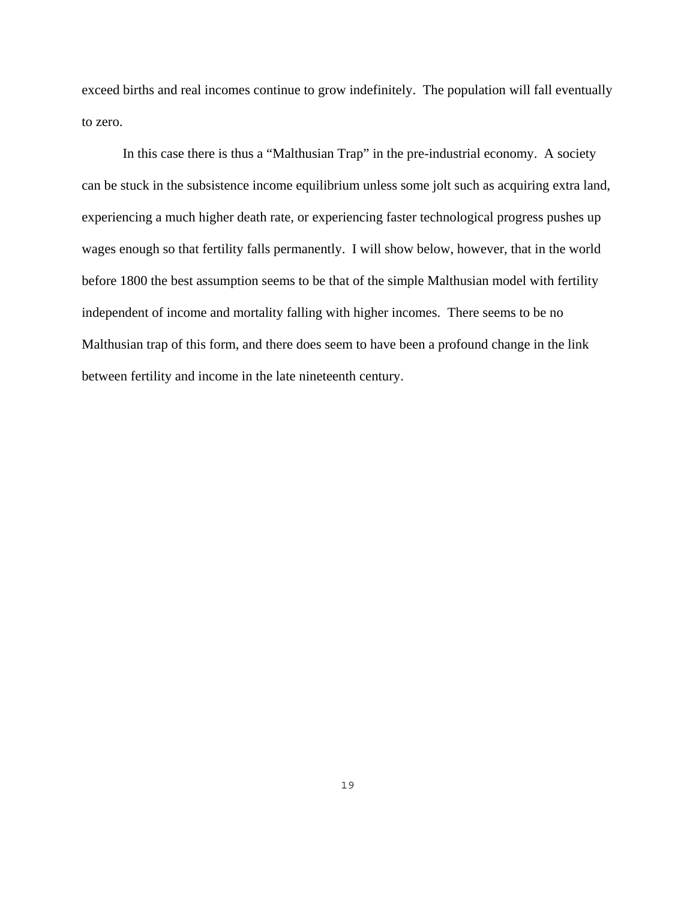exceed births and real incomes continue to grow indefinitely. The population will fall eventually to zero.

In this case there is thus a “Malthusian Trap” in the pre-industrial economy. A society can be stuck in the subsistence income equilibrium unless some jolt such as acquiring extra land, experiencing a much higher death rate, or experiencing faster technological progress pushes up wages enough so that fertility falls permanently. I will show below, however, that in the world before 1800 the best assumption seems to be that of the simple Malthusian model with fertility independent of income and mortality falling with higher incomes. There seems to be no Malthusian trap of this form, and there does seem to have been a profound change in the link between fertility and income in the late nineteenth century.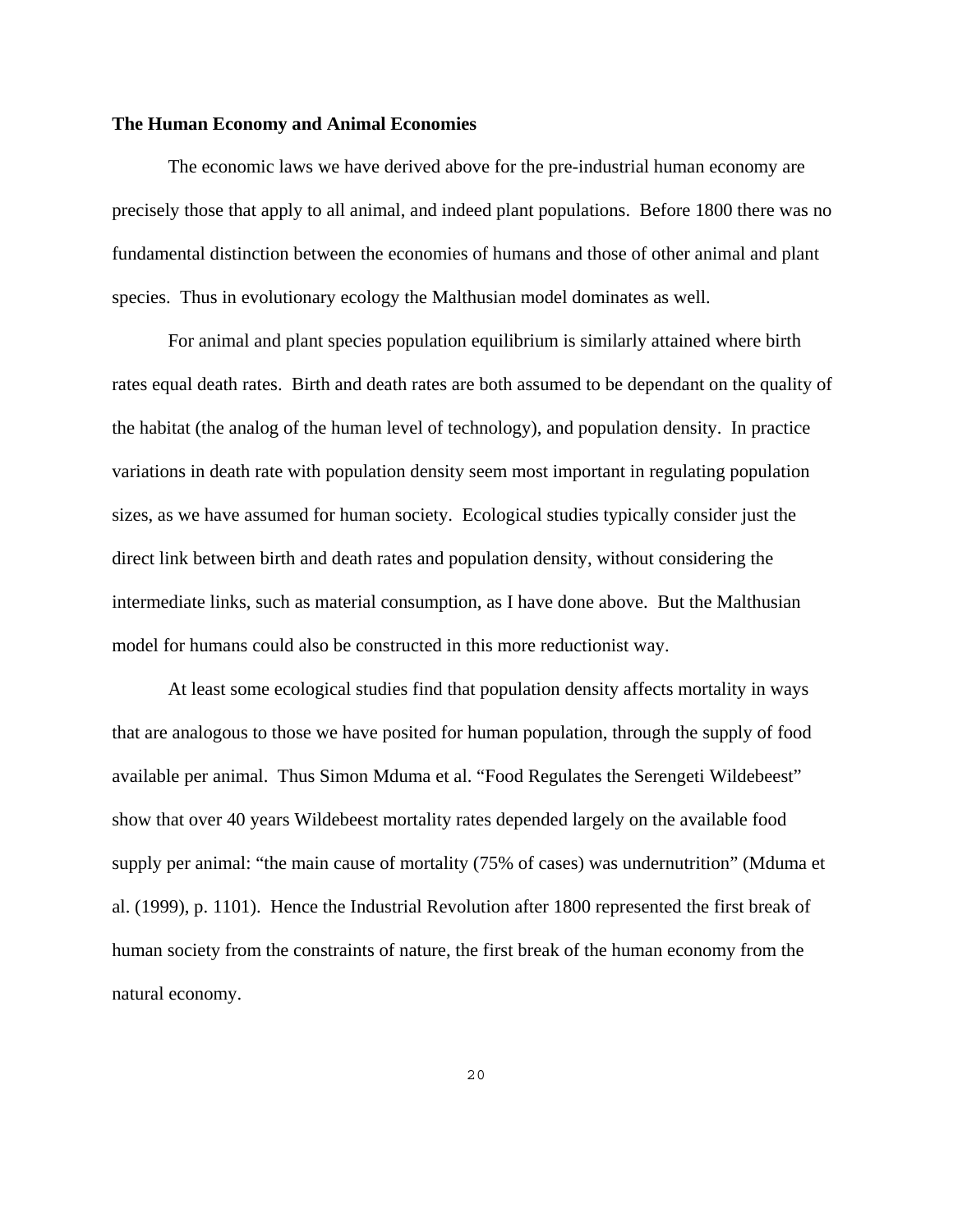## The Human Economy and Animal Economies

The economic laws we have derived above for the pre-industrial human economy are precisely those that apply to all animal, and indeed plant populations. Before 1800 there was no fundamental distinction between the economies of humans and those of other animal and plant species. Thus in evolutionary ecology the Malthusian model dominates as well.

For animal and plant species population equilibrium is similarly attained where birth rates equal death rates. Birth and death rates are both assumed to be dependant on the quality of the habitat (the analog of the human level of technology), and population density. In practice variations in death rate with population density seem most important in regulating population sizes, as we have assumed for human society. Ecological studies typically consider just the direct link between birth and death rates and population density, without considering the intermediate links, such as material consumption, as I have done above. But the Malthusian model for humans could also be constructed in this more reductionist way.

At least some ecological studies find that population density affects mortality in ways that are analogous to those we have posited for human population, through the supply of food available per animal. Thus Simon Mduma et al. "Food Regulates the Serengeti Wildebeest" show that over 40 years Wildebeest mortality rates depended largely on the available food supply per animal: "the main cause of mortality (75% of cases) was undernutrition" (Mduma et al. (1999), p. 1101). Hence the Industrial Revolution after 1800 represented the first break of human society from the constraints of nature, the first break of the human economy from the natural economy.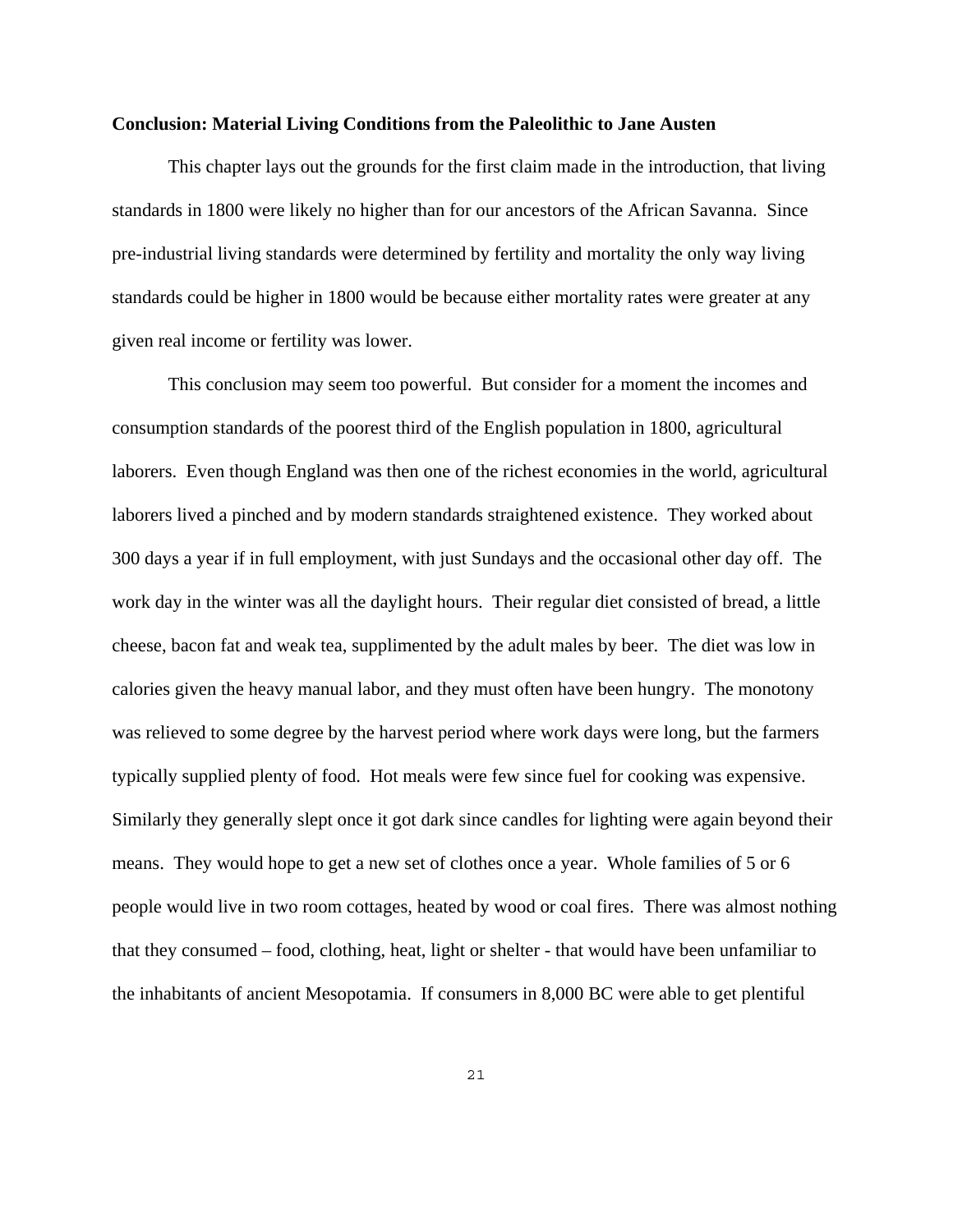**Conclusion: Material Living Conditions from the Paleolithic to Jane Austen**

This chapter lays out the grounds for the first claim made in the introduction, that living standards in 1800 were likely no higher than for our ancestors of the African Savanna. Since pre-industrial living standards were determined by fertility and mortality the only way living standards could be higher in 1800 would be because either mortality rates were greater at any given real income or fertility was lower.

This conclusion may seem too powerful. But consider for a moment the incomes and consumption standards of the poorest third of the English population in 1800, agricultural laborers. Even though England was then one of the richest economies in the world, agricultural laborers lived a pinched and by modern standards straightened existence. They worked about 300 days a year if in full employment, with just Sundays and the occasional other day off. The work day in the winter was all the daylight hours. Their regular diet consisted of bread, a little cheese, bacon fat and weak tea, supplimented by the adult males by beer. The diet was low in calories given the heavy manual labor, and they must often have been hungry. The monotony was relieved to some degree by the harvest period where work days were long, but the farmers typically supplied plenty of food. Hot meals were few since fuel for cooking was expensive. Similarly they generally slept once it got dark since candles for lighting were again beyond their means. They would hope to get a new set of clothes once a year. Whole families of 5 or 6 people would live in two room cottages, heated by wood or coal fires. There was almost nothing that they consumed – food, clothing, heat, light or shelter - that would have been unfamiliar to the inhabitants of ancient Mesopotamia. If consumers in 8,000 BC were able to get plentiful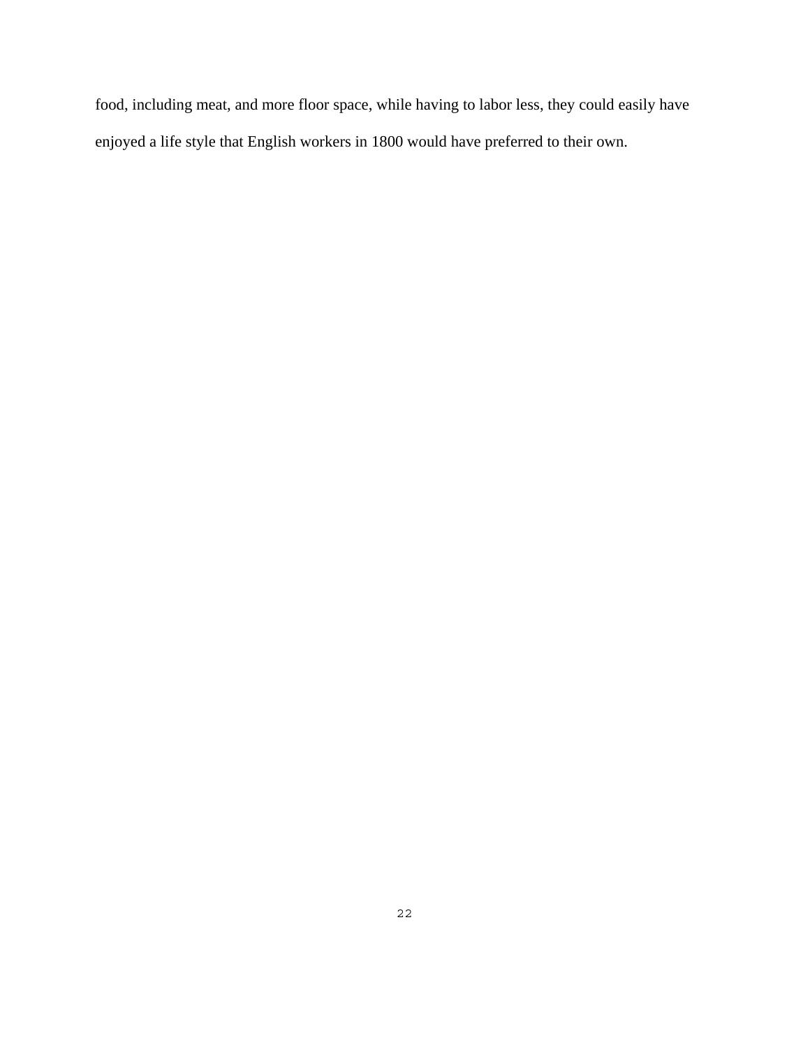food, including meat, and more floor space, while having to labor less, they could easily have enjoyed a life style that English workers in 1800 would have preferred to their own.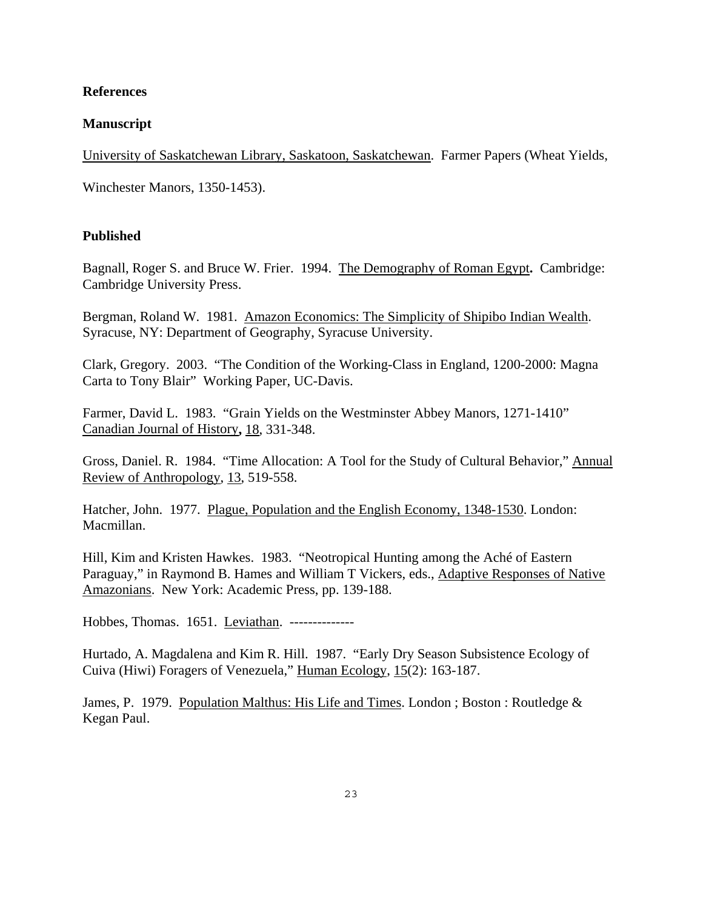**References**

**Manuscript**

University of Saskatchewan Library, Saskatoon, Saskatchewan. Farmer Papers (Wheat Yields, Winchester Manors, 1350-1453).

**Published**

Bagnall, Roger S. and Bruce W. Frier. 1994. The Demography of Roman Egypt**.** Cambridge: Cambridge University Press.

Bergman, Roland W. 1981. Amazon Economics: The Simplicity of Shipibo Indian Wealth. Syracuse, NY: Department of Geography, Syracuse University.

Clark, Gregory. 2003. "The Condition of the Working-Class in England, 1200-2000: Magna Carta to Tony Blair" Working Paper, UC-Davis.

Farmer, David L. 1983. "Grain Yields on the Westminster Abbey Manors, 1271-1410" Canadian Journal of History**,** 18, 331-348.

Gross, Daniel. R. 1984. "Time Allocation: A Tool for the Study of Cultural Behavior," Annual Review of Anthropology, 13, 519-558.

Hatcher, John. 1977. Plague, Population and the English Economy, 1348-1530. London: Macmillan.

Hill, Kim and Kristen Hawkes. 1983. "Neotropical Hunting among the Aché of Eastern Paraguay," in Raymond B. Hames and William T Vickers, eds., Adaptive Responses of Native Amazonians. New York: Academic Press, pp. 139-188.

Hobbes, Thomas. 1651. Leviathan. --------------

Hurtado, A. Magdalena and Kim R. Hill. 1987. "Early Dry Season Subsistence Ecology of Cuiva (Hiwi) Foragers of Venezuela," Human Ecology, 15(2): 163-187.

James, P. 1979. Population Malthus: His Life and Times. London ; Boston : Routledge & Kegan Paul.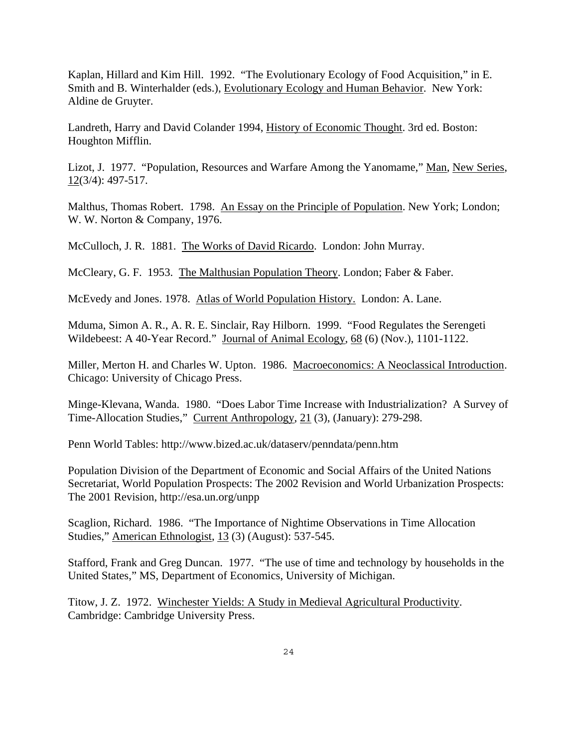Kaplan, Hillard and Kim Hill. 1992. "The Evolutionary Ecology of Food Acquisition," in E. Smith and B. Winterhalder (eds.), Evolutionary Ecology and Human Behavior. New York: Aldine de Gruyter.

Landreth, Harry and David Colander 1994, History of Economic Thought. 3rd ed. Boston: Houghton Mifflin.

Lizot, J. 1977. "Population, Resources and Warfare Among the Yanomame," Man, New Series, 12(3/4): 497-517.

Malthus, Thomas Robert. 1798. An Essay on the Principle of Population. New York; London; W. W. Norton & Company, 1976.

McCulloch, J. R. 1881. The Works of David Ricardo. London: John Murray.

McCleary, G. F. 1953. The Malthusian Population Theory. London; Faber & Faber.

McEvedy and Jones. 1978. Atlas of World Population History. London: A. Lane.

Mduma, Simon A. R., A. R. E. Sinclair, Ray Hilborn. 1999. "Food Regulates the Serengeti Wildebeest: A 40-Year Record." Journal of Animal Ecology, 68 (6) (Nov.), 1101-1122.

Miller, Merton H. and Charles W. Upton. 1986. Macroeconomics: A Neoclassical Introduction. Chicago: University of Chicago Press.

Minge-Klevana, Wanda. 1980. "Does Labor Time Increase with Industrialization? A Survey of Time-Allocation Studies," Current Anthropology, 21 (3), (January): 279-298.

Penn World Tables: http://www.bized.ac.uk/dataserv/penndata/penn.htm

Population Division of the Department of Economic and Social Affairs of the United Nations Secretariat, World Population Prospects: The 2002 Revision and World Urbanization Prospects: The 2001 Revision, http://esa.un.org/unpp

Scaglion, Richard. 1986. "The Importance of Nightime Observations in Time Allocation Studies," American Ethnologist, 13 (3) (August): 537-545.

Stafford, Frank and Greg Duncan. 1977. "The use of time and technology by households in the United States," MS, Department of Economics, University of Michigan.

Titow, J. Z. 1972. Winchester Yields: A Study in Medieval Agricultural Productivity. Cambridge: Cambridge University Press.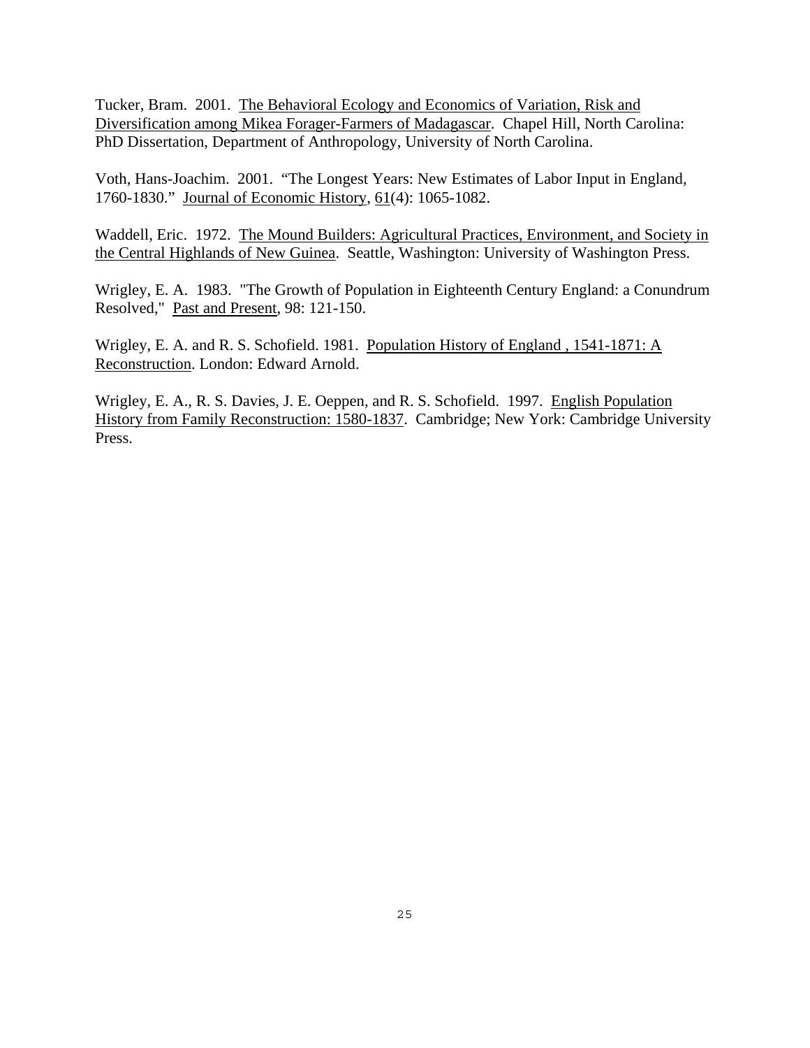Tucker, Bram. 2001. The Behavioral Ecology and Economics of Variation, Risk and Diversification among Mikea Forager-Farmers of Madagascar. Chapel Hill, North Carolina: PhD Dissertation, Department of Anthropology, University of North Carolina.

Voth, Hans-Joachim. 2001. "The Longest Years: New Estimates of Labor Input in England, 1760-1830." Journal of Economic History, 61(4): 1065-1082.

Waddell, Eric. 1972. The Mound Builders: Agricultural Practices, Environment, and Society in the Central Highlands of New Guinea. Seattle, Washington: University of Washington Press.

Wrigley, E. A. 1983. "The Growth of Population in Eighteenth Century England: a Conundrum Resolved," Past and Present, 98: 121-150.

Wrigley, E. A. and R. S. Schofield. 1981. Population History of England , 1541-1871: A Reconstruction. London: Edward Arnold.

Wrigley, E. A., R. S. Davies, J. E. Oeppen, and R. S. Schofield. 1997. English Population History from Family Reconstruction: 1580-1837. Cambridge; New York: Cambridge University Press.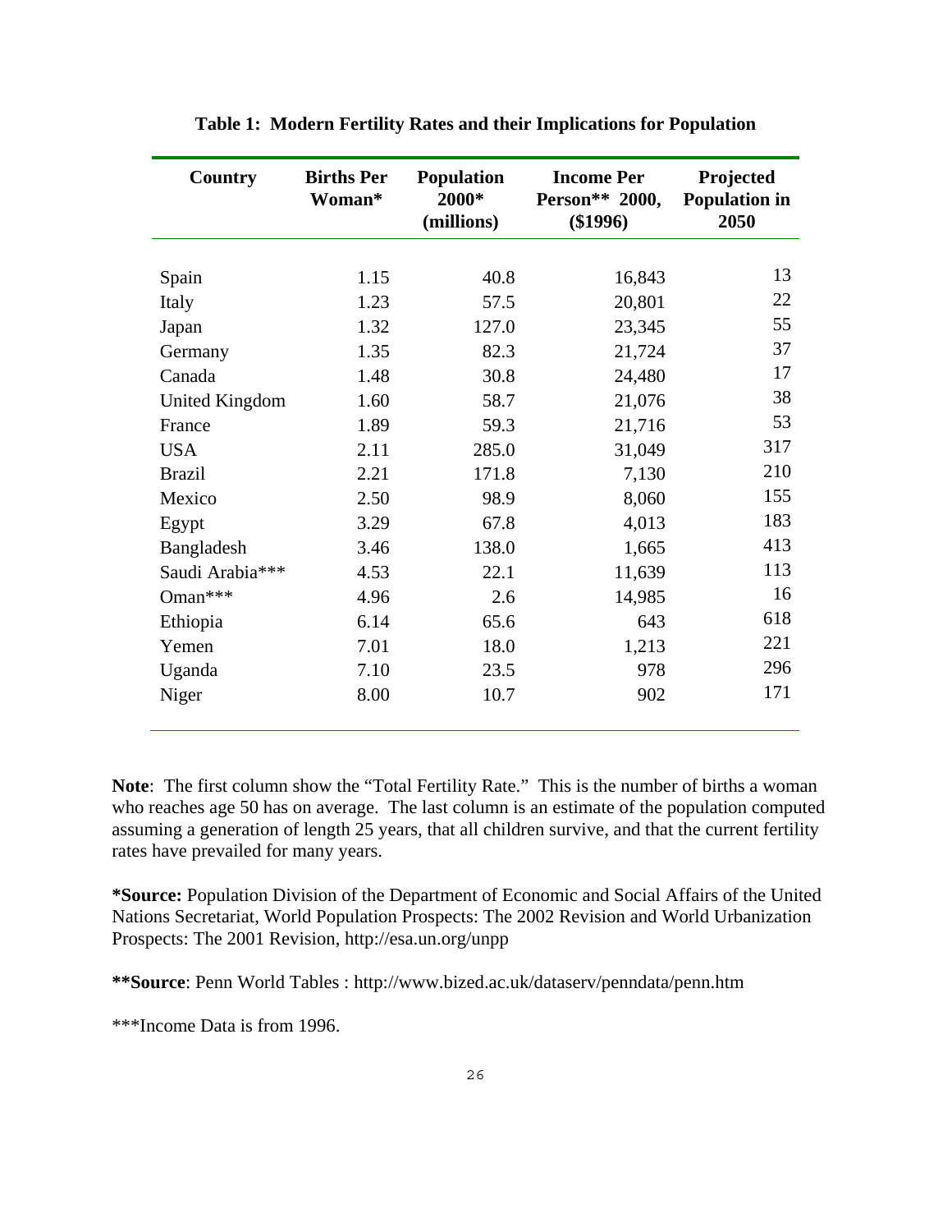**Table 1: Modern Fertility Rates and their Implications for Population**

| Country | Births Per Woman* | Population 2000* (millions) | Income Per Person** 2000, ($1996) | Projected Population in 2050 |
|---|---|---|---|---|
| Spain | 1.15 | 40.8 | 16,843 | 13 |
| Italy | 1.23 | 57.5 | 20,801 | 22 |
| Japan | 1.32 | 127.0 | 23,345 | 55 |
| Germany | 1.35 | 82.3 | 21,724 | 37 |
| Canada | 1.48 | 30.8 | 24,480 | 17 |
| United Kingdom | 1.60 | 58.7 | 21,076 | 38 |
| France | 1.89 | 59.3 | 21,716 | 53 |
| USA | 2.11 | 285.0 | 31,049 | 317 |
| Brazil | 2.21 | 171.8 | 7,130 | 210 |
| Mexico | 2.50 | 98.9 | 8,060 | 155 |
| Egypt | 3.29 | 67.8 | 4,013 | 183 |
| Bangladesh | 3.46 | 138.0 | 1,665 | 413 |
| Saudi Arabia*** | 4.53 | 22.1 | 11,639 | 113 |
| Oman*** | 4.96 | 2.6 | 14,985 | 16 |
| Ethiopia | 6.14 | 65.6 | 643 | 618 |
| Yemen | 7.01 | 18.0 | 1,213 | 221 |
| Uganda | 7.10 | 23.5 | 978 | 296 |
| Niger | 8.00 | 10.7 | 902 | 171 |

**Note**: The first column show the "Total Fertility Rate." This is the number of births a woman who reaches age 50 has on average. The last column is an estimate of the population computed assuming a generation of length 25 years, that all children survive, and that the current fertility rates have prevailed for many years.

***Source:** Population Division of the Department of Economic and Social Affairs of the United Nations Secretariat, World Population Prospects: The 2002 Revision and World Urbanization Prospects: The 2001 Revision, http://esa.un.org/unpp

****Source**: Penn World Tables : http://www.bized.ac.uk/dataserv/penndata/penn.htm

***Income Data is from 1996.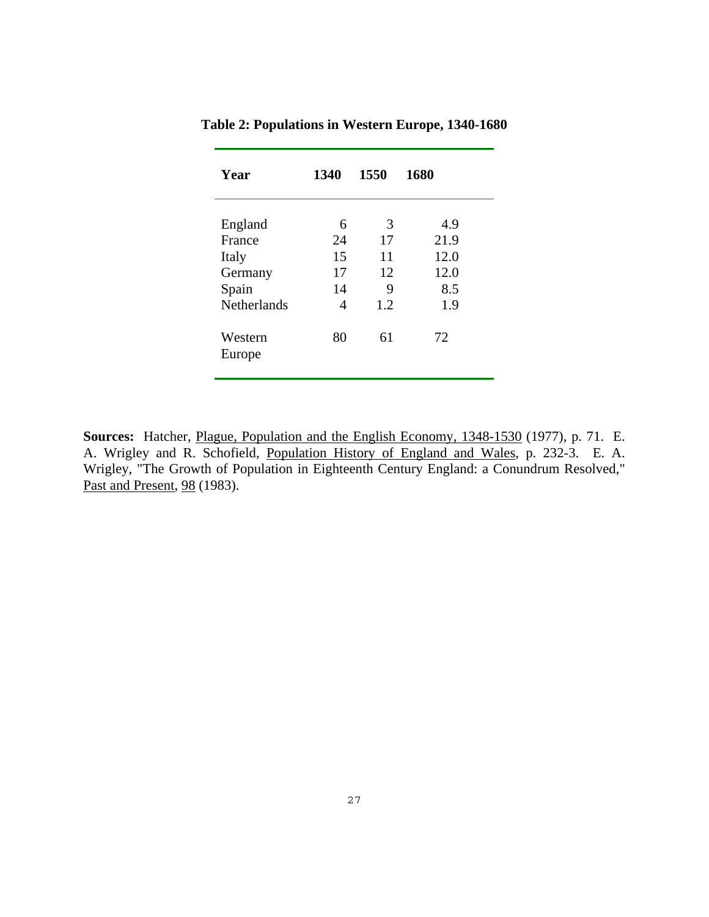**Table 2: Populations in Western Europe, 1340-1680**

| Year | 1340 | 1550 | 1680 |
|---|---|---|---|
| England | 6 | 3 | 4.9 |
| France | 24 | 17 | 21.9 |
| Italy | 15 | 11 | 12.0 |
| Germany | 17 | 12 | 12.0 |
| Spain | 14 | 9 | 8.5 |
| Netherlands | 4 | 1.2 | 1.9 |
| Western Europe | 80 | 61 | 72 |

**Sources:** Hatcher, Plague, Population and the English Economy, 1348-1530 (1977), p. 71. E. A. Wrigley and R. Schofield, Population History of England and Wales, p. 232-3. E. A. Wrigley, "The Growth of Population in Eighteenth Century England: a Conundrum Resolved," Past and Present, 98 (1983).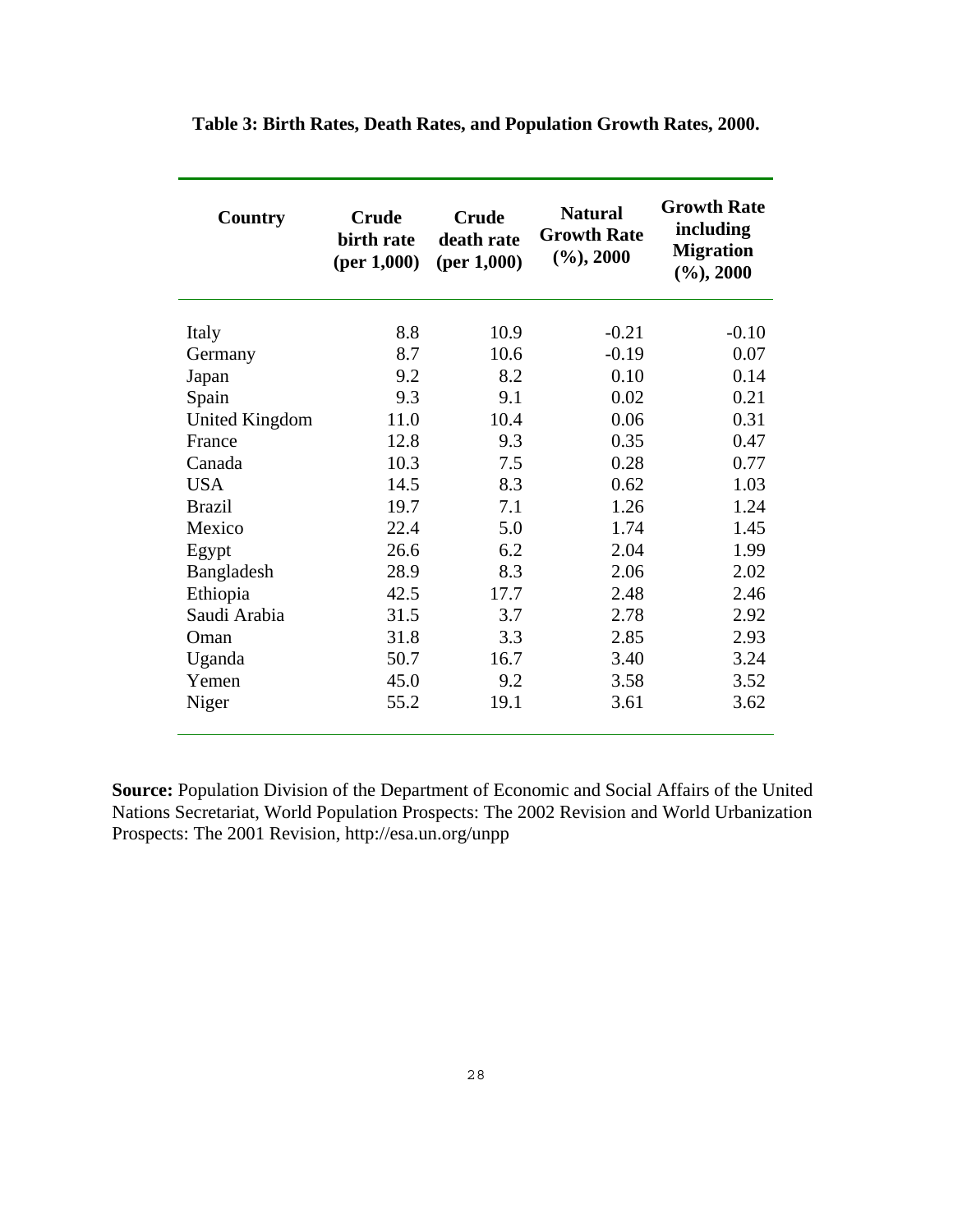**Table 3: Birth Rates, Death Rates, and Population Growth Rates, 2000.**

| Country | Crude birth rate (per 1,000) | Crude death rate (per 1,000) | Natural Growth Rate (%), 2000 | Growth Rate including Migration (%), 2000 |
|---|---|---|---|---|
| Italy | 8.8 | 10.9 | -0.21 | -0.10 |
| Germany | 8.7 | 10.6 | -0.19 | 0.07 |
| Japan | 9.2 | 8.2 | 0.10 | 0.14 |
| Spain | 9.3 | 9.1 | 0.02 | 0.21 |
| United Kingdom | 11.0 | 10.4 | 0.06 | 0.31 |
| France | 12.8 | 9.3 | 0.35 | 0.47 |
| Canada | 10.3 | 7.5 | 0.28 | 0.77 |
| USA | 14.5 | 8.3 | 0.62 | 1.03 |
| Brazil | 19.7 | 7.1 | 1.26 | 1.24 |
| Mexico | 22.4 | 5.0 | 1.74 | 1.45 |
| Egypt | 26.6 | 6.2 | 2.04 | 1.99 |
| Bangladesh | 28.9 | 8.3 | 2.06 | 2.02 |
| Ethiopia | 42.5 | 17.7 | 2.48 | 2.46 |
| Saudi Arabia | 31.5 | 3.7 | 2.78 | 2.92 |
| Oman | 31.8 | 3.3 | 2.85 | 2.93 |
| Uganda | 50.7 | 16.7 | 3.40 | 3.24 |
| Yemen | 45.0 | 9.2 | 3.58 | 3.52 |
| Niger | 55.2 | 19.1 | 3.61 | 3.62 |

**Source:** Population Division of the Department of Economic and Social Affairs of the United Nations Secretariat, World Population Prospects: The 2002 Revision and World Urbanization Prospects: The 2001 Revision, http://esa.un.org/unpp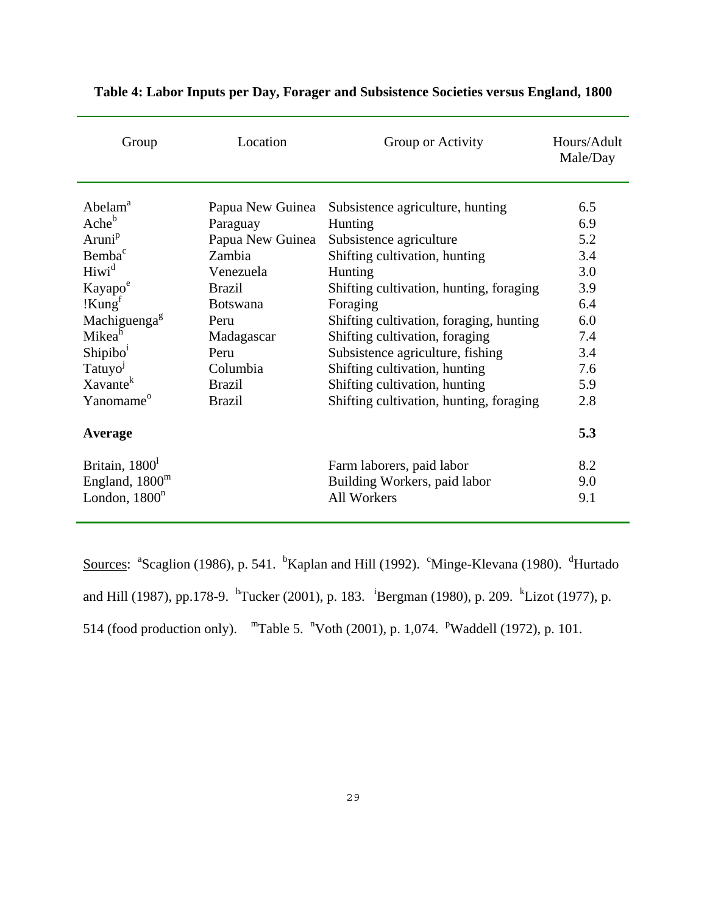**Table 4: Labor Inputs per Day, Forager and Subsistence Societies versus England, 1800**

| Group | Location | Group or Activity | Hours/Adult Male/Day |
|---|---|---|---|
| Abelam[a] | Papua New Guinea | Subsistence agriculture, hunting | 6.5 |
| Ache[b] | Paraguay | Hunting | 6.9 |
| Aruni[p] | Papua New Guinea | Subsistence agriculture | 5.2 |
| Bemba[c] | Zambia | Shifting cultivation, hunting | 3.4 |
| Hiwi[d] | Venezuela | Hunting | 3.0 |
| Kayapo[e] | Brazil | Shifting cultivation, hunting, foraging | 3.9 |
| !Kung[f] | Botswana | Foraging | 6.4 |
| Machiguenga[g] | Peru | Shifting cultivation, foraging, hunting | 6.0 |
| Mikea[h] | Madagascar | Shifting cultivation, foraging | 7.4 |
| Shipibo[i] | Peru | Subsistence agriculture, fishing | 3.4 |
| Tatuyo[j] | Columbia | Shifting cultivation, hunting | 7.6 |
| Xavante[k] | Brazil | Shifting cultivation, hunting | 5.9 |
| Yanomame[o] | Brazil | Shifting cultivation, hunting, foraging | 2.8 |
| **Average** | | | **5.3** |
| Britain, 1800[l] | | Farm laborers, paid labor | 8.2 |
| England, 1800[m] | | Building Workers, paid labor | 9.0 |
| London, 1800[n] | | All Workers | 9.1 |

<u>Sources</u>: [a]Scaglion (1986), p. 541. [b]Kaplan and Hill (1992). [c]Minge-Klevana (1980). [d]Hurtado and Hill (1987), pp.178-9. [h]Tucker (2001), p. 183. [i]Bergman (1980), p. 209. [k]Lizot (1977), p. 514 (food production only). [m]Table 5. [n]Voth (2001), p. 1,074. [p]Waddell (1972), p. 101.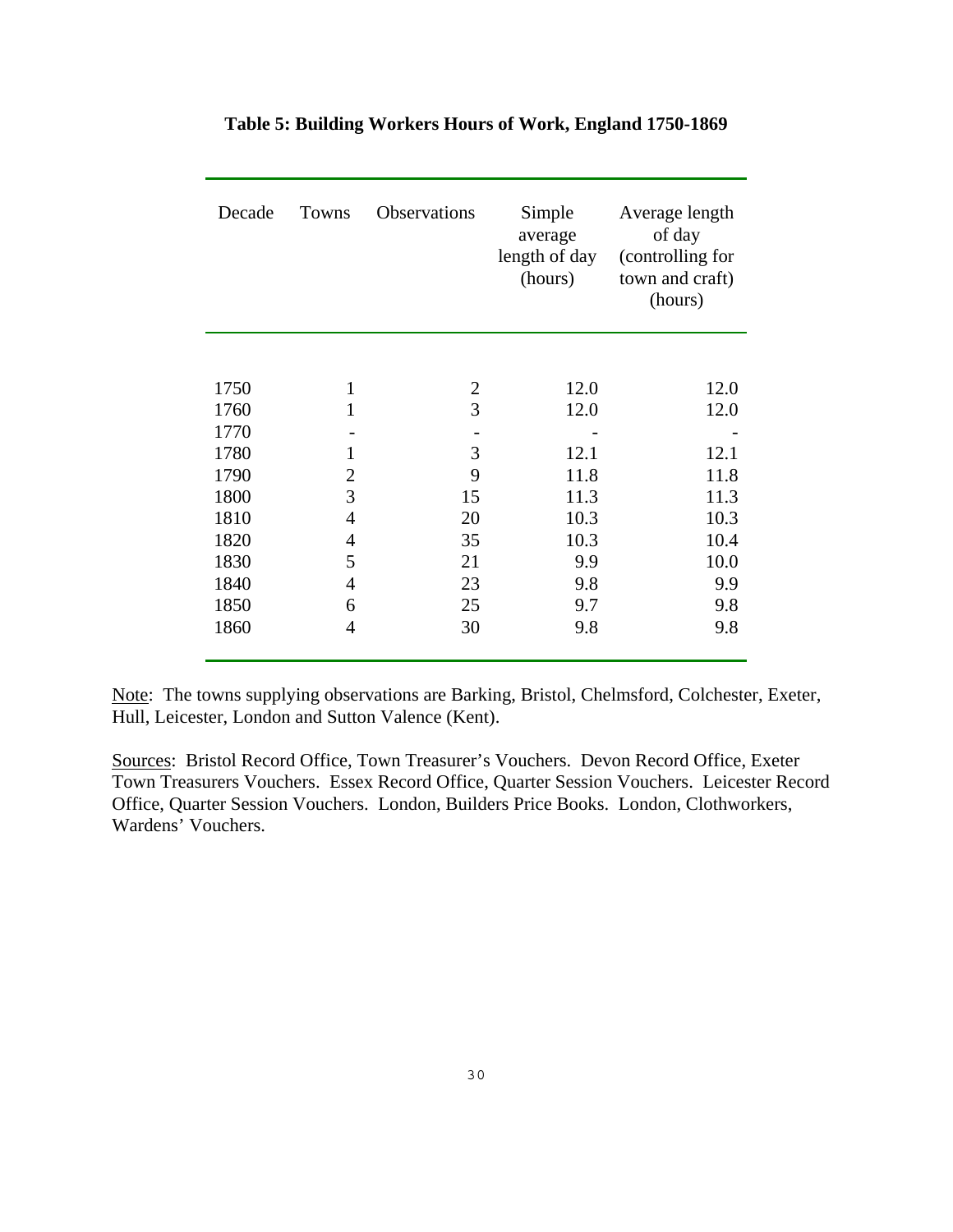**Table 5: Building Workers Hours of Work, England 1750-1869**

| Decade | Towns | Observations | Simple average length of day (hours) | Average length of day (controlling for town and craft) (hours) |
|---|---|---|---|---|
| 1750 | 1 | 2 | 12.0 | 12.0 |
| 1760 | 1 | 3 | 12.0 | 12.0 |
| 1770 | - | - | - | - |
| 1780 | 1 | 3 | 12.1 | 12.1 |
| 1790 | 2 | 9 | 11.8 | 11.8 |
| 1800 | 3 | 15 | 11.3 | 11.3 |
| 1810 | 4 | 20 | 10.3 | 10.3 |
| 1820 | 4 | 35 | 10.3 | 10.4 |
| 1830 | 5 | 21 | 9.9 | 10.0 |
| 1840 | 4 | 23 | 9.8 | 9.9 |
| 1850 | 6 | 25 | 9.7 | 9.8 |
| 1860 | 4 | 30 | 9.8 | 9.8 |

Note: The towns supplying observations are Barking, Bristol, Chelmsford, Colchester, Exeter, Hull, Leicester, London and Sutton Valence (Kent).

Sources: Bristol Record Office, Town Treasurer's Vouchers. Devon Record Office, Exeter Town Treasurers Vouchers. Essex Record Office, Quarter Session Vouchers. Leicester Record Office, Quarter Session Vouchers. London, Builders Price Books. London, Clothworkers, Wardens' Vouchers.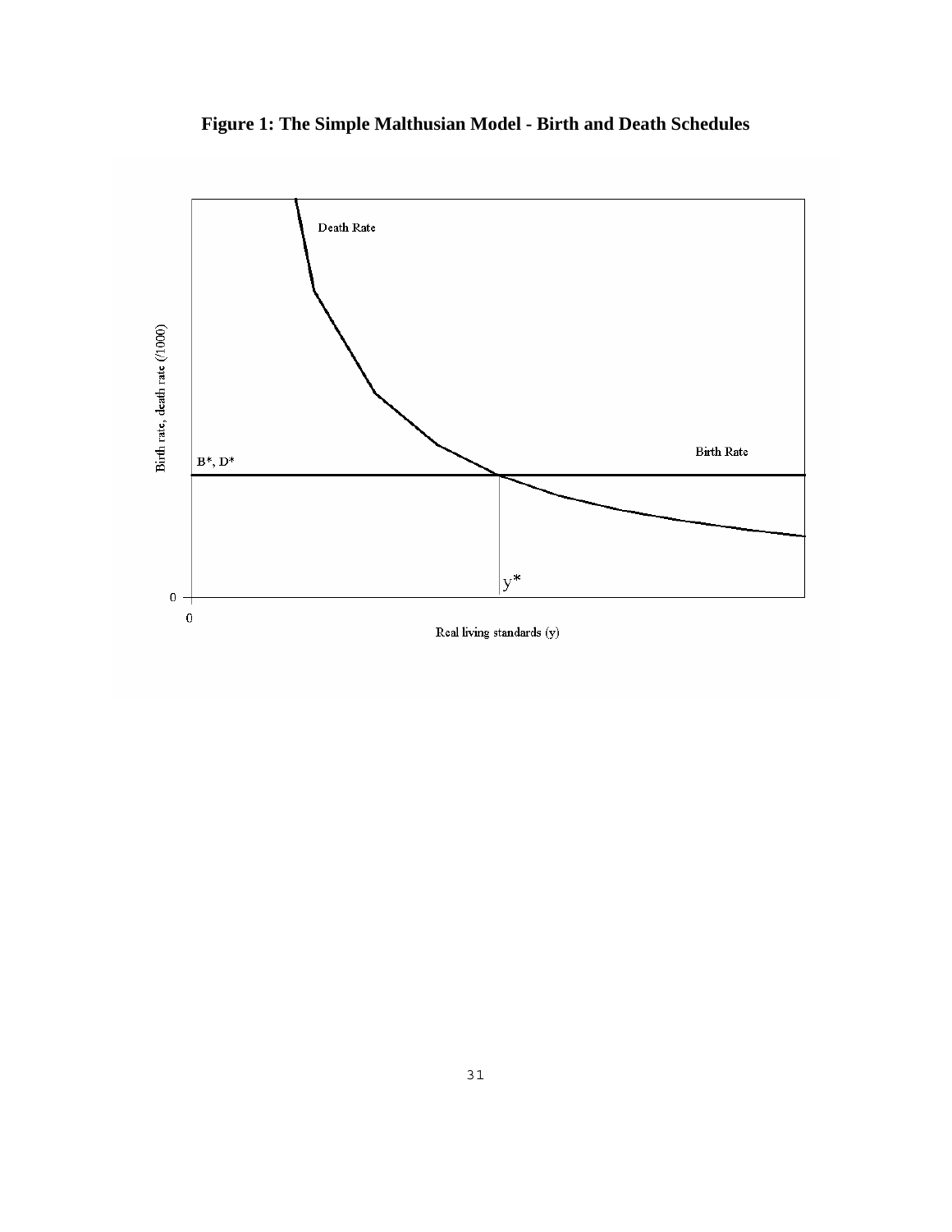**Figure 1: The Simple Malthusian Model - Birth and Death Schedules**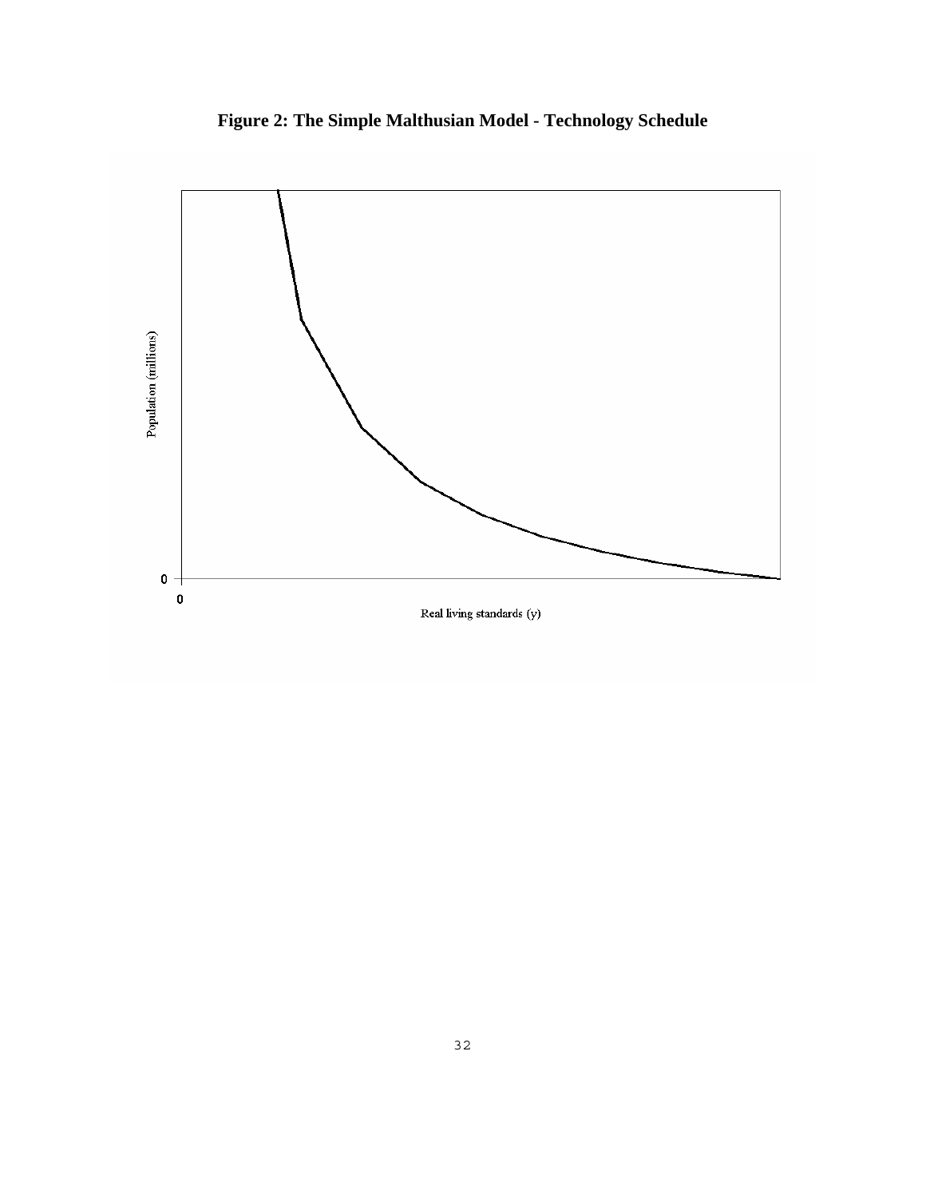**Figure 2: The Simple Malthusian Model - Technology Schedule**

Population (millions)

0

0

Real living standards ($y$)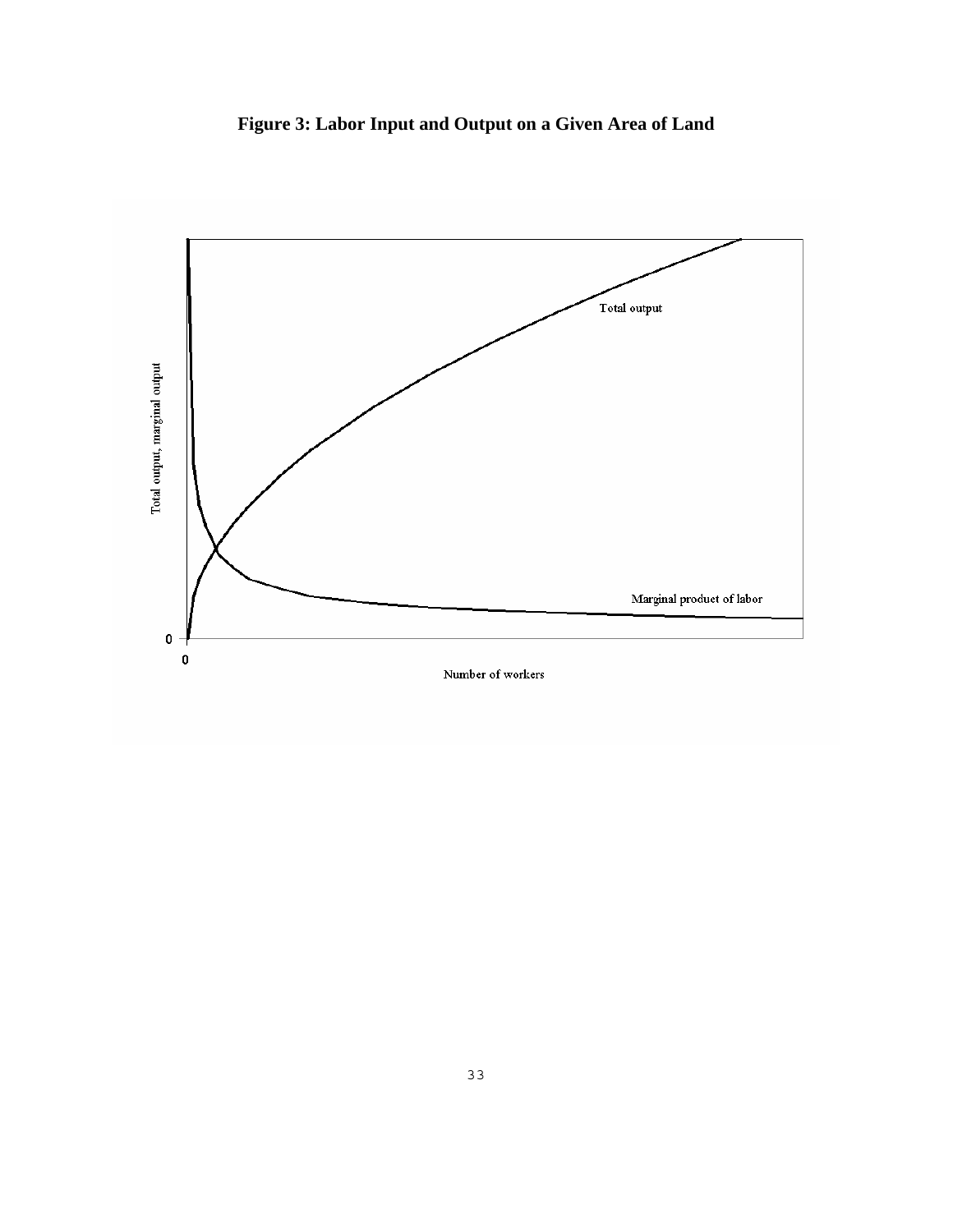**Figure 3: Labor Input and Output on a Given Area of Land**

Total output, marginal output

Total output

Marginal product of labor

0

0

Number of workers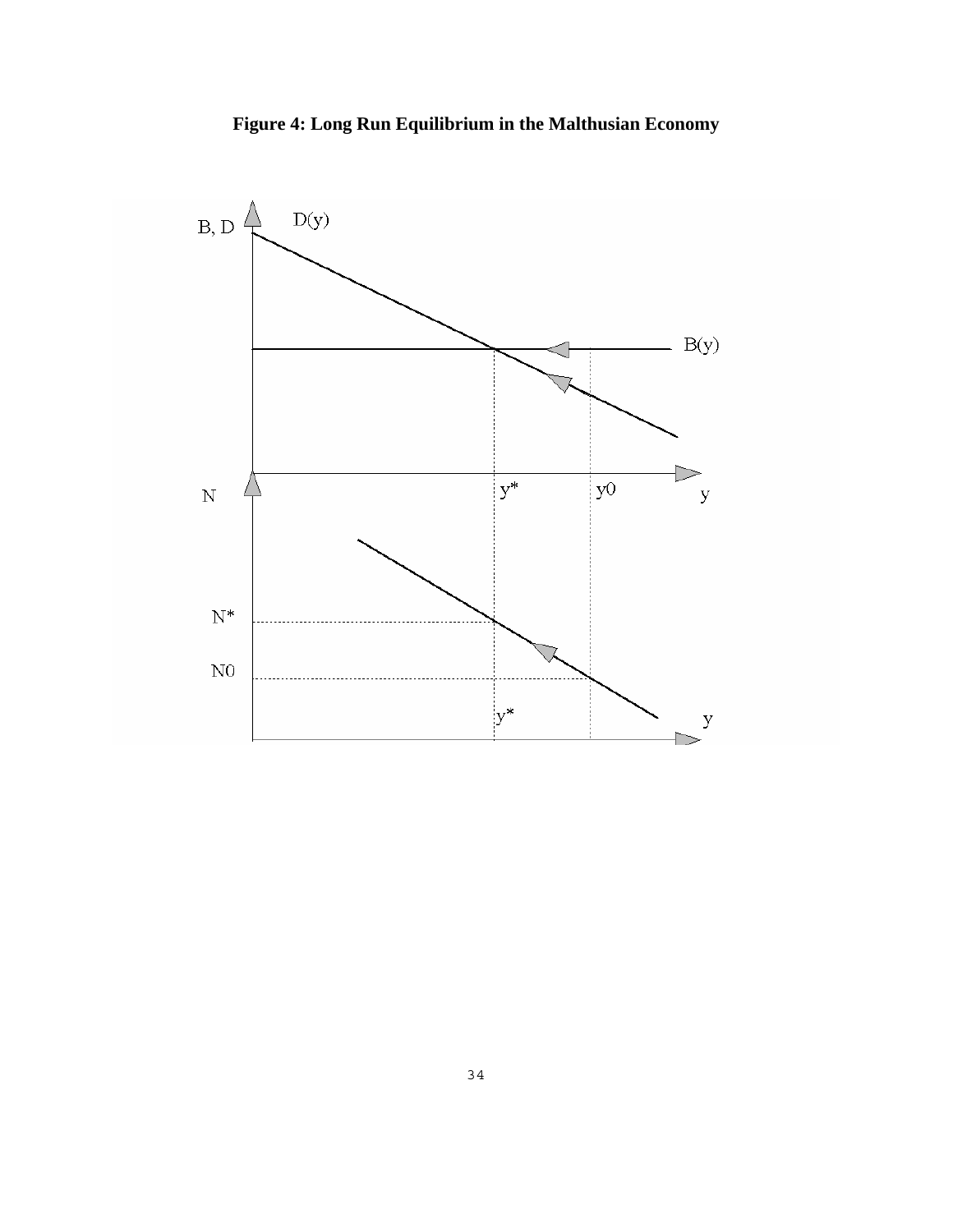**Figure 4: Long Run Equilibrium in the Malthusian Economy**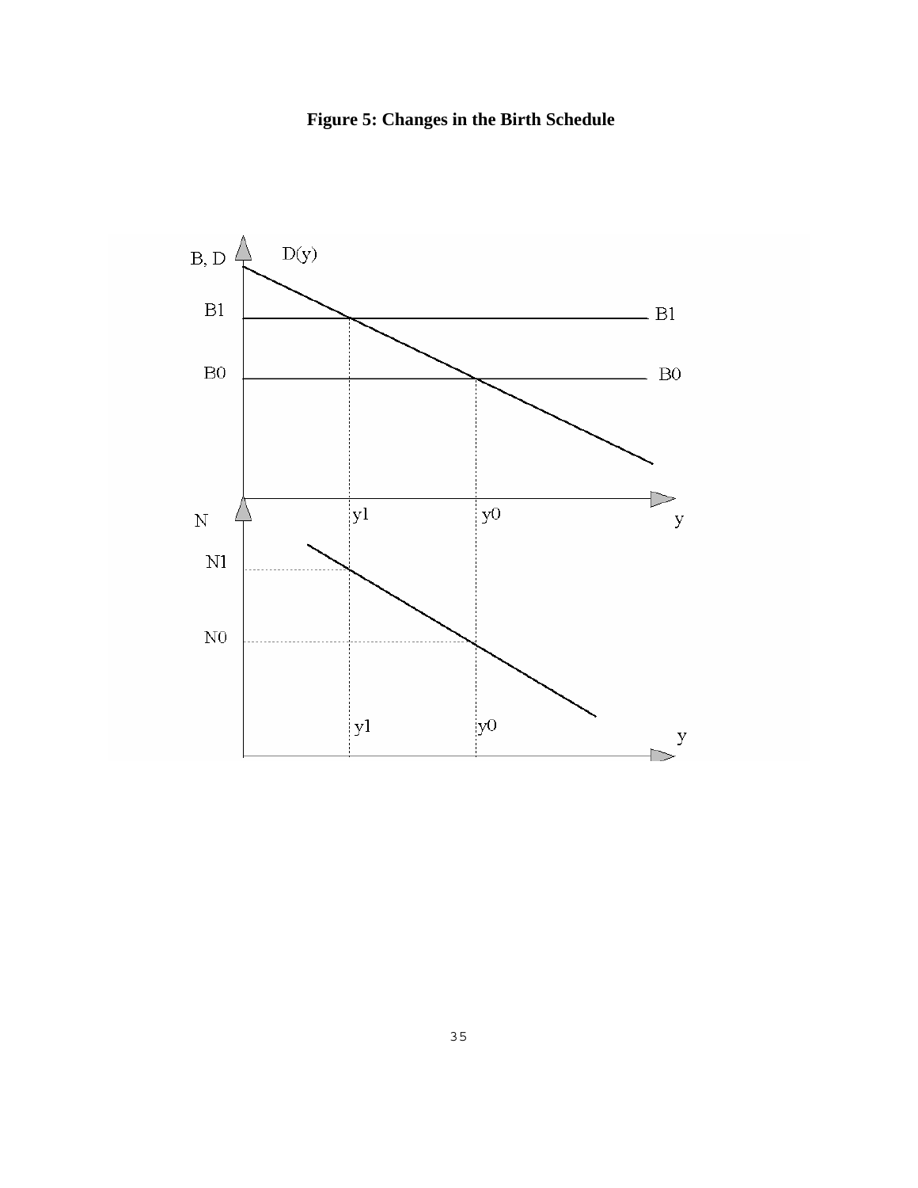**Figure 5: Changes in the Birth Schedule**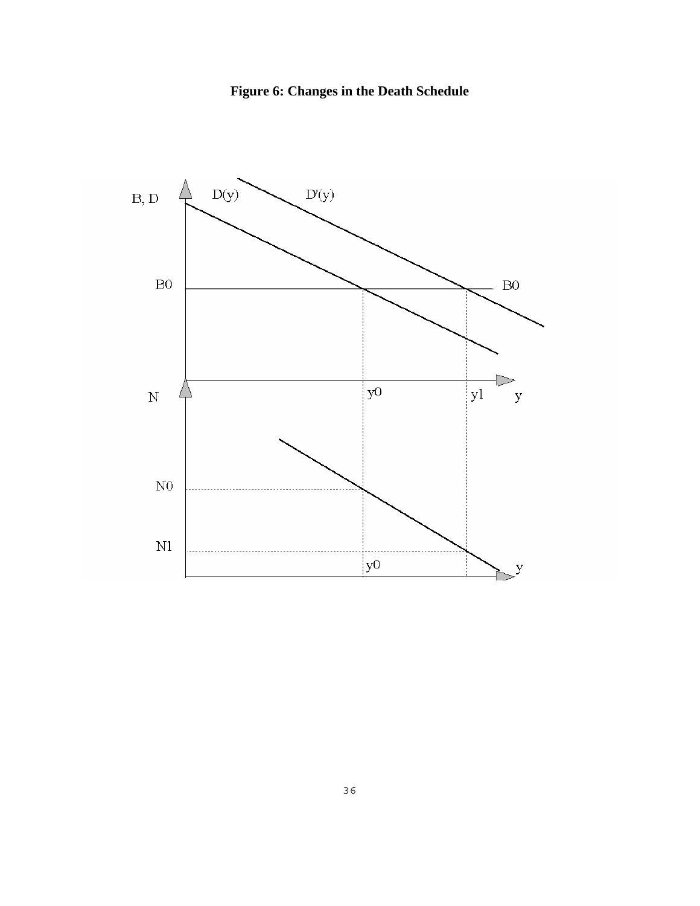**Figure 6: Changes in the Death Schedule**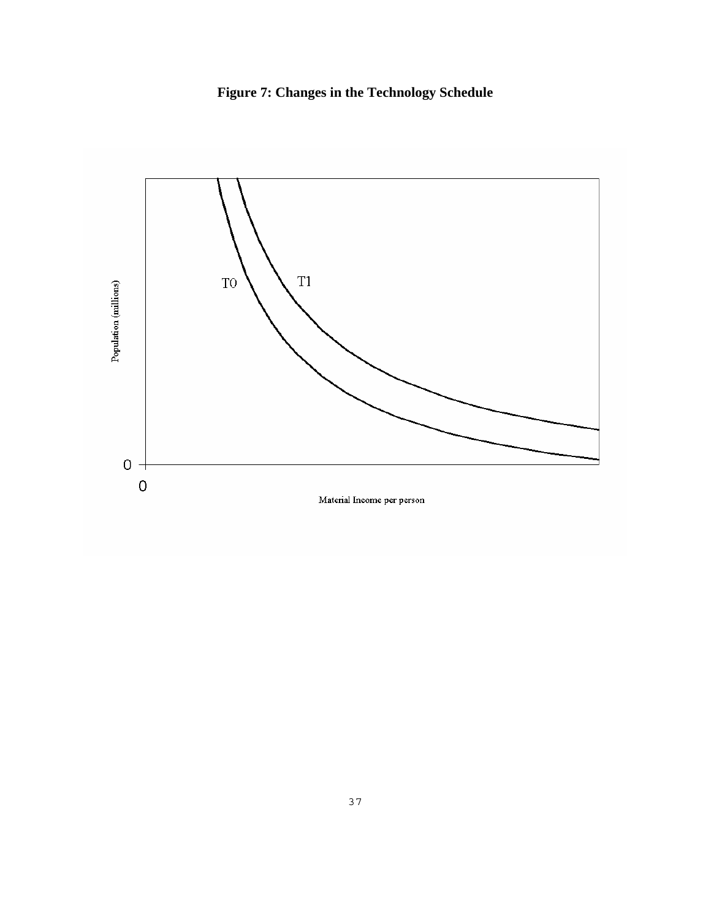**Figure 7: Changes in the Technology Schedule**

Population (millions)

T0

T1

0

0

Material Income per person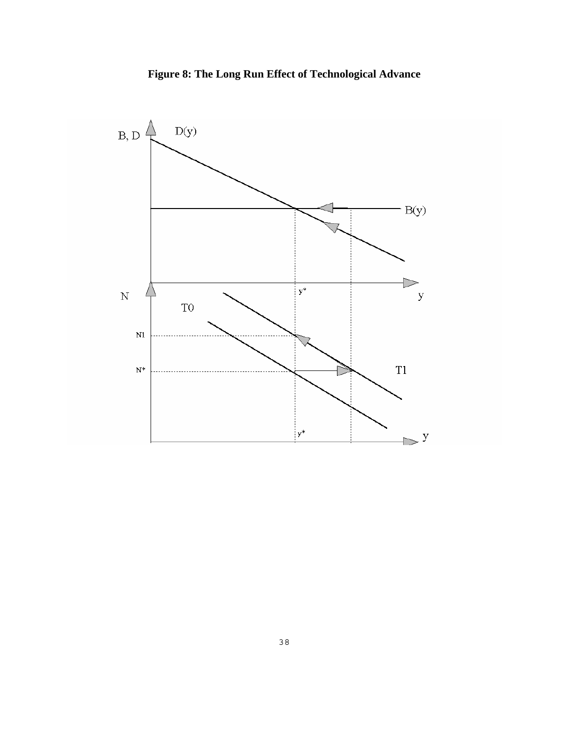**Figure 8: The Long Run Effect of Technological Advance**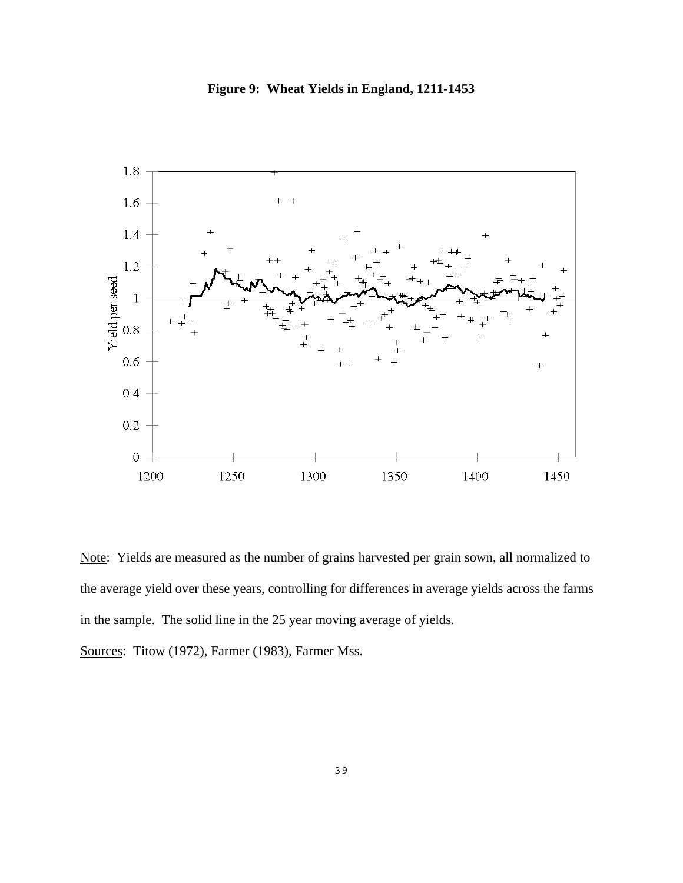**Figure 9: Wheat Yields in England, 1211-1453**

Note: Yields are measured as the number of grains harvested per grain sown, all normalized to the average yield over these years, controlling for differences in average yields across the farms in the sample. The solid line in the 25 year moving average of yields.

Sources: Titow (1972), Farmer (1983), Farmer Mss.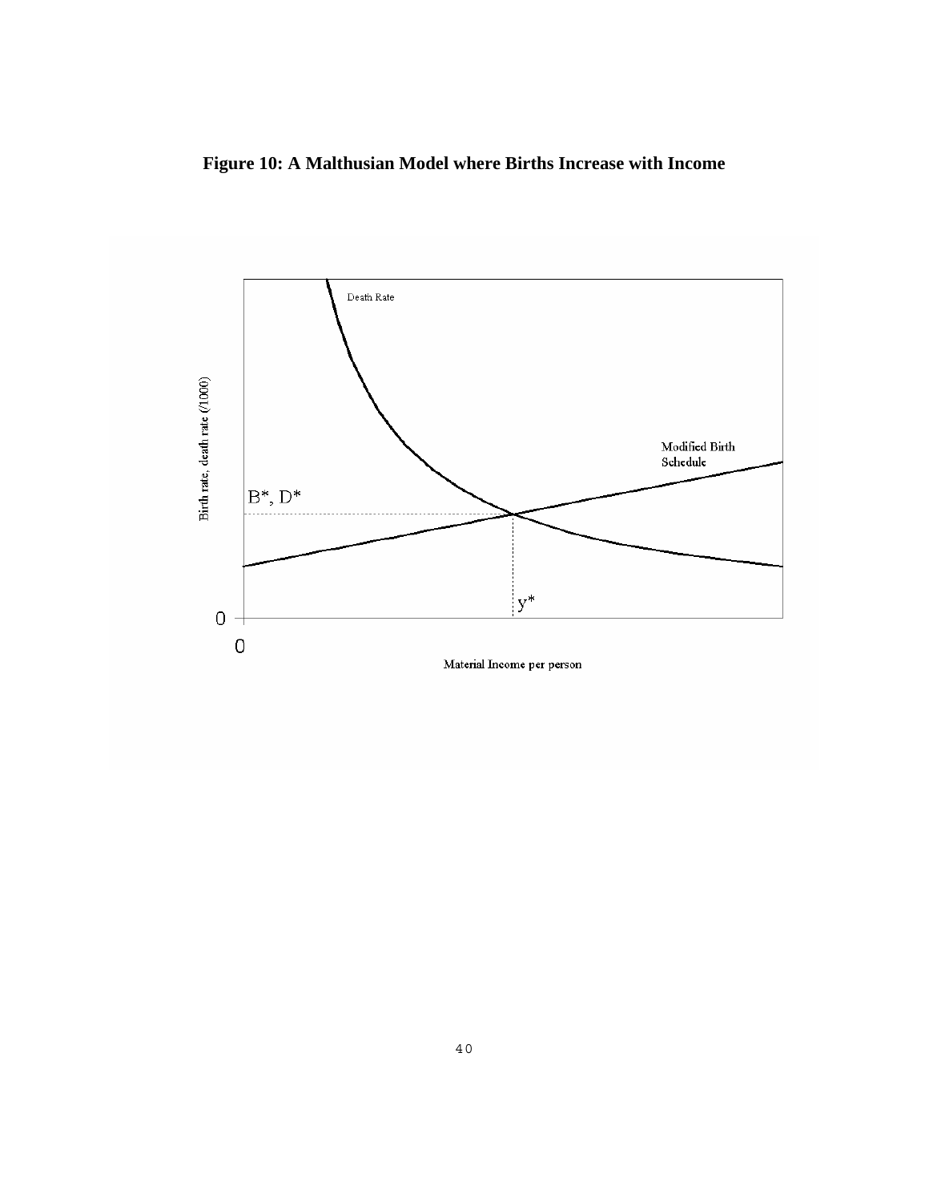**Figure 10: A Malthusian Model where Births Increase with Income**

Death Rate

Modified Birth Schedule

$B^*$, $D^*$

$y^*$

Birth rate, death rate (/1000)

Material Income per person

0

0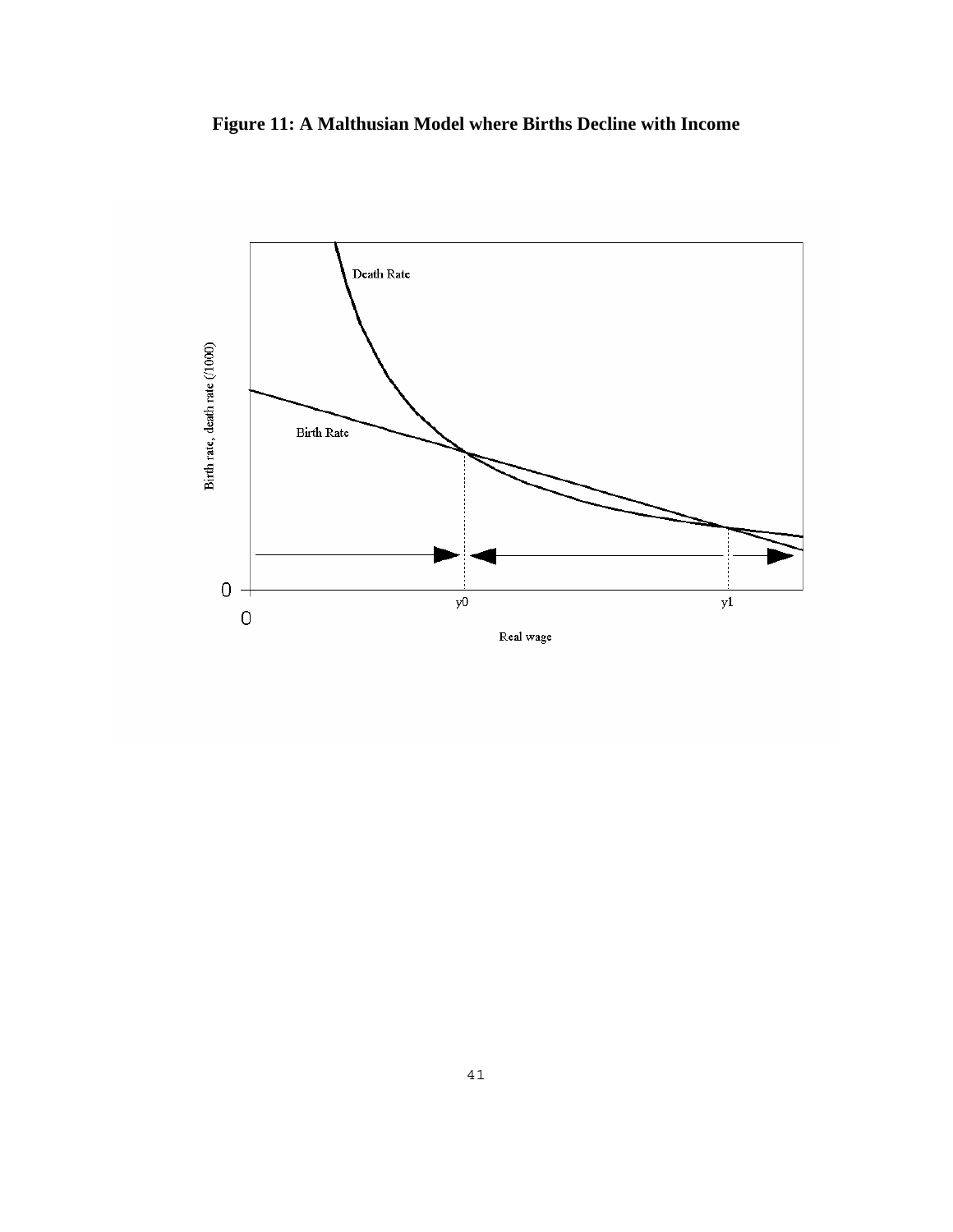**Figure 11: A Malthusian Model where Births Decline with Income**

Death Rate

Birth Rate

Birth rate, death rate (/1000)

0

0

y0

y1

Real wage